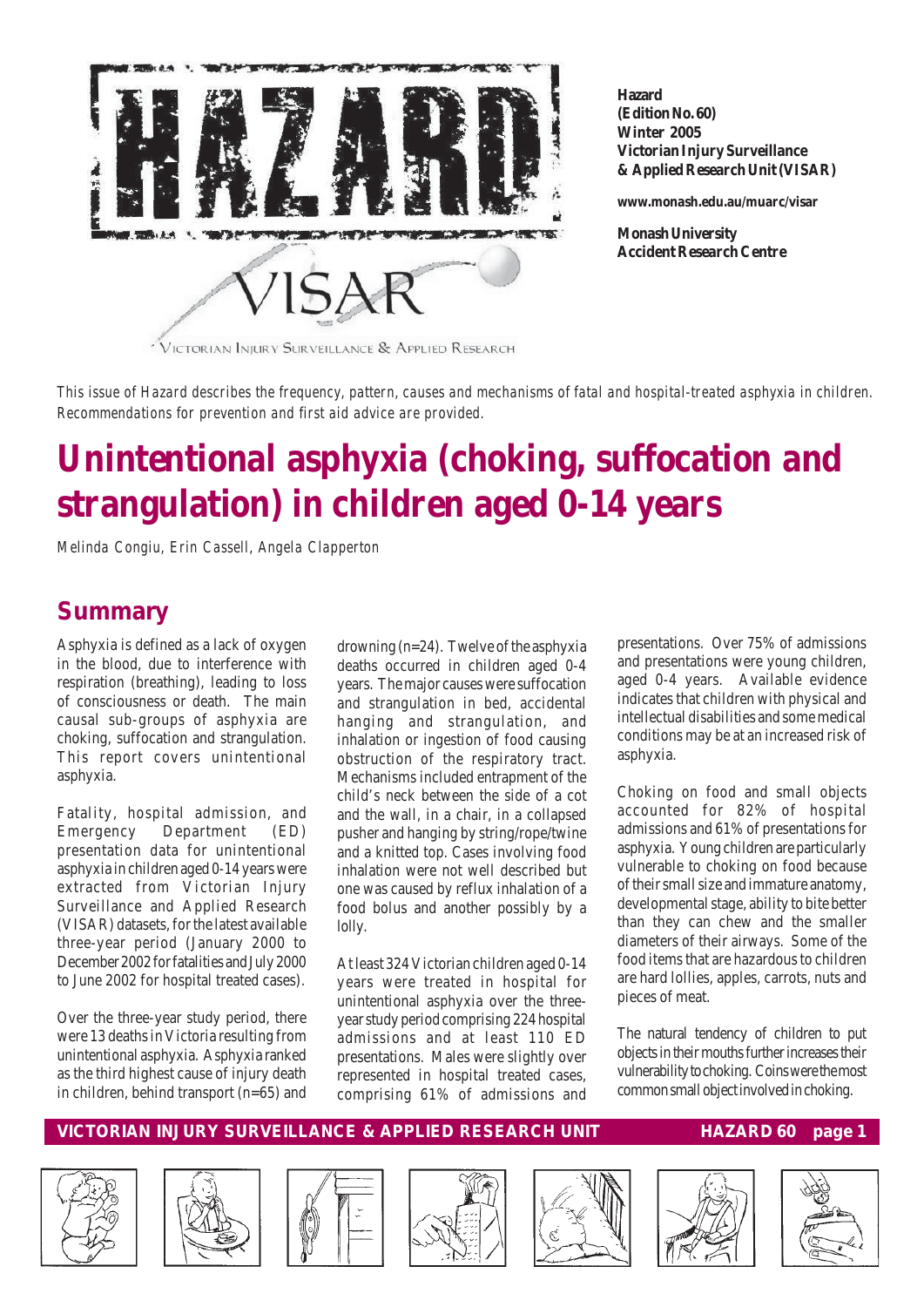**Hazard**
**(Edition No. 60)**
**Winter 2005**
**Victorian Injury Surveillance & Applied Research Unit (VISAR)**

**www.monash.edu.au/muarc/visar**

**Monash University Accident Research Centre**

*This issue of Hazard describes the frequency, pattern, causes and mechanisms of fatal and hospital-treated asphyxia in children. Recommendations for prevention and first aid advice are provided.*

# Unintentional asphyxia (choking, suffocation and strangulation) in children aged 0-14 years

*Melinda Congiu, Erin Cassell, Angela Clapperton*

## Summary

Asphyxia is defined as a lack of oxygen in the blood, due to interference with respiration (breathing), leading to loss of consciousness or death. The main causal sub-groups of asphyxia are choking, suffocation and strangulation. This report covers unintentional asphyxia.

Fatality, hospital admission, and Emergency Department (ED) presentation data for unintentional asphyxia in children aged 0-14 years were extracted from Victorian Injury Surveillance and Applied Research (VISAR) datasets, for the latest available three-year period (January 2000 to December 2002 for fatalities and July 2000 to June 2002 for hospital treated cases).

Over the three-year study period, there were 13 deaths in Victoria resulting from unintentional asphyxia. Asphyxia ranked as the third highest cause of injury death in children, behind transport (n=65) and drowning (n=24). Twelve of the asphyxia deaths occurred in children aged 0-4 years. The major causes were suffocation and strangulation in bed, accidental hanging and strangulation, and inhalation or ingestion of food causing obstruction of the respiratory tract. Mechanisms included entrapment of the child's neck between the side of a cot and the wall, in a chair, in a collapsed pusher and hanging by string/rope/twine and a knitted top. Cases involving food inhalation were not well described but one was caused by reflux inhalation of a food bolus and another possibly by a lolly.

At least 324 Victorian children aged 0-14 years were treated in hospital for unintentional asphyxia over the three-year study period comprising 224 hospital admissions and at least 110 ED presentations. Males were slightly over represented in hospital treated cases, comprising 61% of admissions and presentations. Over 75% of admissions and presentations were young children, aged 0-4 years. Available evidence indicates that children with physical and intellectual disabilities and some medical conditions may be at an increased risk of asphyxia.

Choking on food and small objects accounted for 82% of hospital admissions and 61% of presentations for asphyxia. Young children are particularly vulnerable to choking on food because of their small size and immature anatomy, developmental stage, ability to bite better than they can chew and the smaller diameters of their airways. Some of the food items that are hazardous to children are hard lollies, apples, carrots, nuts and pieces of meat.

The natural tendency of children to put objects in their mouths further increases their vulnerability to choking. Coins were the most common small object involved in choking.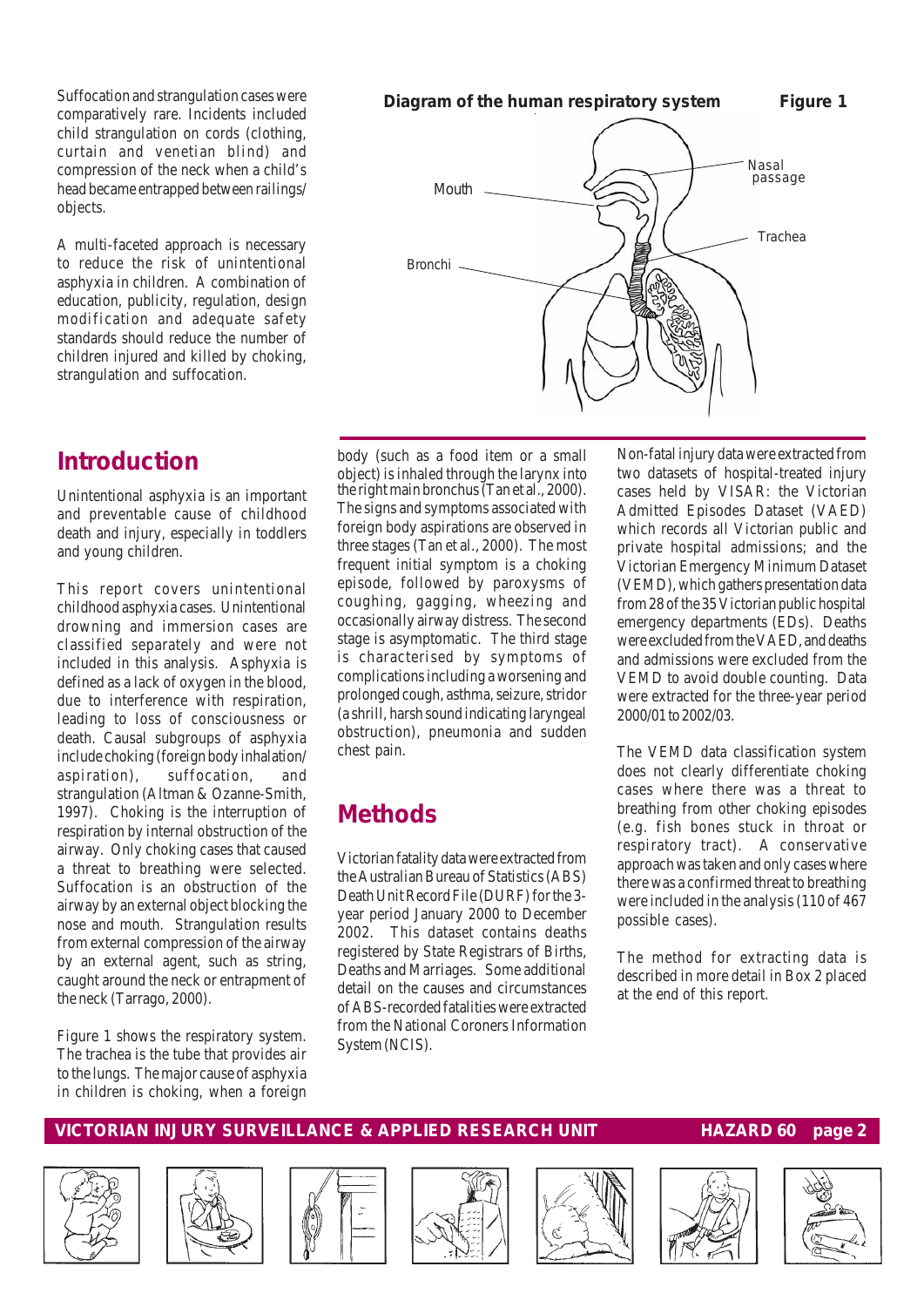Suffocation and strangulation cases were comparatively rare. Incidents included child strangulation on cords (clothing, curtain and venetian blind) and compression of the neck when a child's head became entrapped between railings/ objects.

A multi-faceted approach is necessary to reduce the risk of unintentional asphyxia in children. A combination of education, publicity, regulation, design modification and adequate safety standards should reduce the number of children injured and killed by choking, strangulation and suffocation.

**Diagram of the human respiratory system** **Figure 1**

Mouth

Nasal passage

Trachea

Bronchi

## Introduction

Unintentional asphyxia is an important and preventable cause of childhood death and injury, especially in toddlers and young children.

This report covers unintentional childhood asphyxia cases. Unintentional drowning and immersion cases are classified separately and were not included in this analysis. Asphyxia is defined as a lack of oxygen in the blood, due to interference with respiration, leading to loss of consciousness or death. Causal subgroups of asphyxia include choking (foreign body inhalation/ aspiration), suffocation, and strangulation (Altman & Ozanne-Smith, 1997). Choking is the interruption of respiration by internal obstruction of the airway. Only choking cases that caused a threat to breathing were selected. Suffocation is an obstruction of the airway by an external object blocking the nose and mouth. Strangulation results from external compression of the airway by an external agent, such as string, caught around the neck or entrapment of the neck (Tarrago, 2000).

Figure 1 shows the respiratory system. The trachea is the tube that provides air to the lungs. The major cause of asphyxia in children is choking, when a foreign body (such as a food item or a small object) is inhaled through the larynx into the right main bronchus (Tan et al., 2000). The signs and symptoms associated with foreign body aspirations are observed in three stages (Tan et al., 2000). The most frequent initial symptom is a choking episode, followed by paroxysms of coughing, gagging, wheezing and occasionally airway distress. The second stage is asymptomatic. The third stage is characterised by symptoms of complications including a worsening and prolonged cough, asthma, seizure, stridor (a shrill, harsh sound indicating laryngeal obstruction), pneumonia and sudden chest pain.

## Methods

Victorian fatality data were extracted from the Australian Bureau of Statistics (ABS) Death Unit Record File (DURF) for the 3-year period January 2000 to December 2002. This dataset contains deaths registered by State Registrars of Births, Deaths and Marriages. Some additional detail on the causes and circumstances of ABS-recorded fatalities were extracted from the National Coroners Information System (NCIS).

Non-fatal injury data were extracted from two datasets of hospital-treated injury cases held by VISAR: the Victorian Admitted Episodes Dataset (VAED) which records all Victorian public and private hospital admissions; and the Victorian Emergency Minimum Dataset (VEMD), which gathers presentation data from 28 of the 35 Victorian public hospital emergency departments (EDs). Deaths were excluded from the VAED, and deaths and admissions were excluded from the VEMD to avoid double counting. Data were extracted for the three-year period 2000/01 to 2002/03.

The VEMD data classification system does not clearly differentiate choking cases where there was a threat to breathing from other choking episodes (e.g. fish bones stuck in throat or respiratory tract). A conservative approach was taken and only cases where there was a confirmed threat to breathing were included in the analysis (110 of 467 possible cases).

The method for extracting data is described in more detail in Box 2 placed at the end of this report.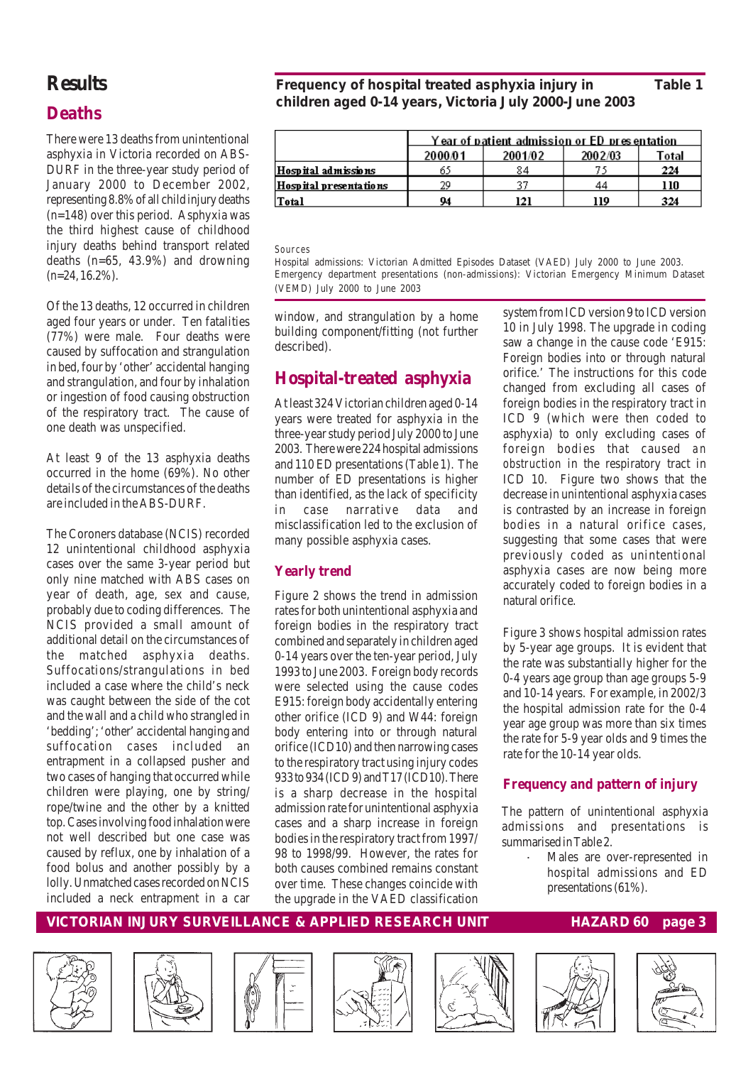# Results

## Deaths

There were 13 deaths from unintentional asphyxia in Victoria recorded on ABS-DURF in the three-year study period of January 2000 to December 2002, representing 8.8% of all child injury deaths (n=148) over this period. Asphyxia was the third highest cause of childhood injury deaths behind transport related deaths (n=65, 43.9%) and drowning (n=24, 16.2%).

Of the 13 deaths, 12 occurred in children aged four years or under. Ten fatalities (77%) were male. Four deaths were caused by suffocation and strangulation in bed, four by 'other' accidental hanging and strangulation, and four by inhalation or ingestion of food causing obstruction of the respiratory tract. The cause of one death was unspecified.

At least 9 of the 13 asphyxia deaths occurred in the home (69%). No other details of the circumstances of the deaths are included in the ABS-DURF.

The Coroners database (NCIS) recorded 12 unintentional childhood asphyxia cases over the same 3-year period but only nine matched with ABS cases on year of death, age, sex and cause, probably due to coding differences. The NCIS provided a small amount of additional detail on the circumstances of the matched asphyxia deaths. Suffocations/strangulations in bed included a case where the child's neck was caught between the side of the cot and the wall and a child who strangled in 'bedding'; 'other' accidental hanging and suffocation cases included an entrapment in a collapsed pusher and two cases of hanging that occurred while children were playing, one by string/rope/twine and the other by a knitted top. Cases involving food inhalation were not well described but one case was caused by reflux, one by inhalation of a food bolus and another possibly by a lolly. Unmatched cases recorded on NCIS included a neck entrapment in a car window, and strangulation by a home building component/fitting (not further described).

**Frequency of hospital treated asphyxia injury in children aged 0-14 years, Victoria July 2000-June 2003** **Table 1**

| | Year of patient admission or ED presentation | | | |
|---|---|---|---|---|
| | 2000/01 | 2001/02 | 2002/03 | Total |
| **Hospital admissions** | 65 | 84 | 75 | **224** |
| **Hospital presentations** | 29 | 37 | 44 | **110** |
| **Total** | **94** | **121** | **119** | **324** |

Sources

Hospital admissions: Victorian Admitted Episodes Dataset (VAED) July 2000 to June 2003.
Emergency department presentations (non-admissions): Victorian Emergency Minimum Dataset (VEMD) July 2000 to June 2003

## Hospital-treated asphyxia

At least 324 Victorian children aged 0-14 years were treated for asphyxia in the three-year study period July 2000 to June 2003. There were 224 hospital admissions and 110 ED presentations (Table 1). The number of ED presentations is higher than identified, as the lack of specificity in case narrative data and misclassification led to the exclusion of many possible asphyxia cases.

### Yearly trend

Figure 2 shows the trend in admission rates for both unintentional asphyxia and foreign bodies in the respiratory tract combined and separately in children aged 0-14 years over the ten-year period, July 1993 to June 2003. Foreign body records were selected using the cause codes E915: foreign body accidentally entering other orifice (ICD 9) and W44: foreign body entering into or through natural orifice (ICD10) and then narrowing cases to the respiratory tract using injury codes 933 to 934 (ICD 9) and T17 (ICD10). There is a sharp decrease in the hospital admission rate for unintentional asphyxia cases and a sharp increase in foreign bodies in the respiratory tract from 1997/98 to 1998/99. However, the rates for both causes combined remains constant over time. These changes coincide with the upgrade in the VAED classification system from ICD version 9 to ICD version 10 in July 1998. The upgrade in coding saw a change in the cause code 'E915: Foreign bodies into or through natural orifice.' The instructions for this code changed from excluding all cases of foreign bodies in the respiratory tract in ICD 9 (which were then coded to asphyxia) to only excluding cases of foreign bodies that caused *an obstruction* in the respiratory tract in ICD 10. Figure two shows that the decrease in unintentional asphyxia cases is contrasted by an increase in foreign bodies in a natural orifice cases, suggesting that some cases that were previously coded as unintentional asphyxia cases are now being more accurately coded to foreign bodies in a natural orifice.

Figure 3 shows hospital admission rates by 5-year age groups. It is evident that the rate was substantially higher for the 0-4 years age group than age groups 5-9 and 10-14 years. For example, in 2002/3 the hospital admission rate for the 0-4 year age group was more than six times the rate for 5-9 year olds and 9 times the rate for the 10-14 year olds.

### Frequency and pattern of injury

The pattern of unintentional asphyxia admissions and presentations is summarised in Table 2.

- Males are over-represented in hospital admissions and ED presentations (61%).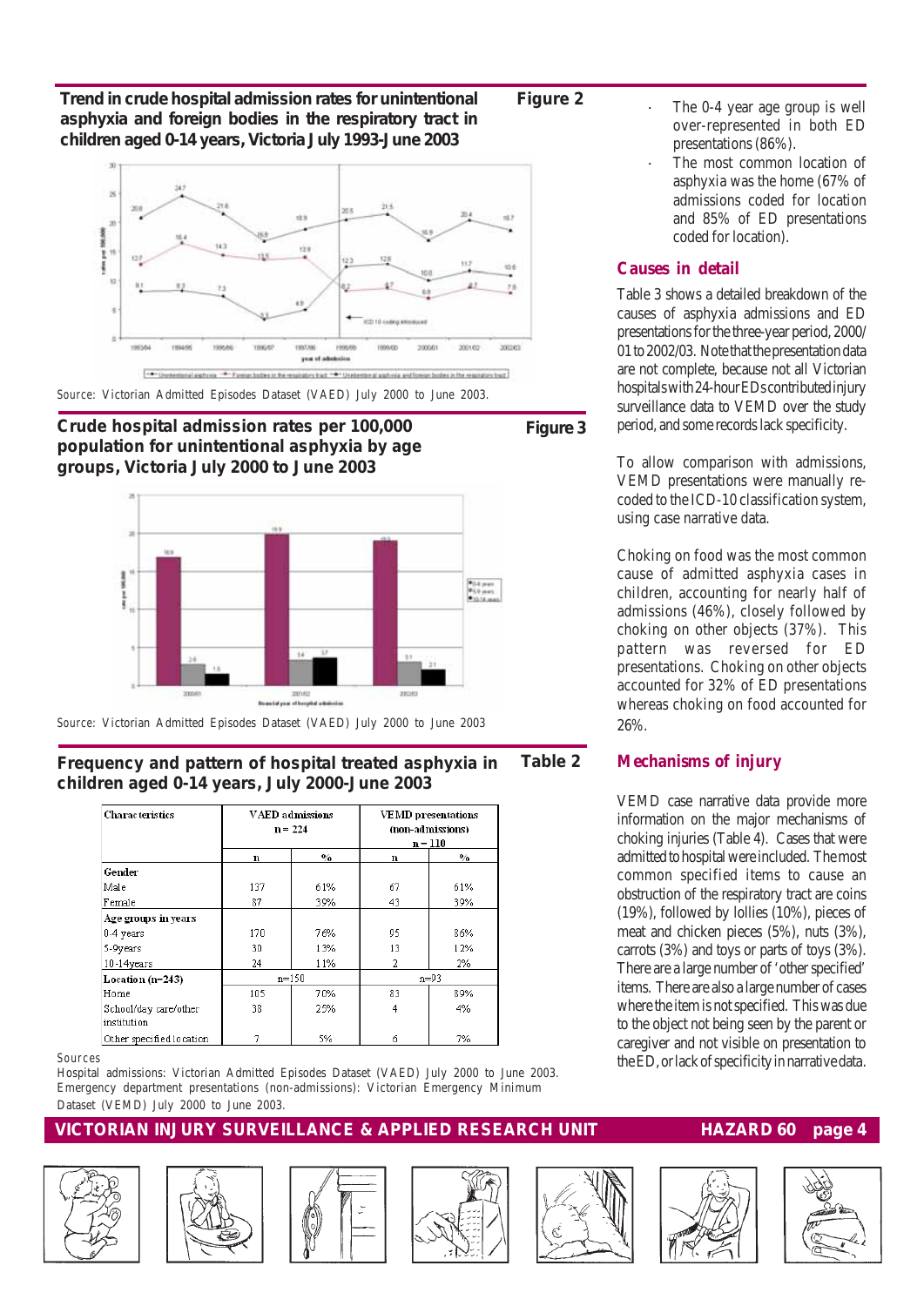### Trend in crude hospital admission rates for unintentional asphyxia and foreign bodies in the respiratory tract in children aged 0-14 years, Victoria July 1993-June 2003

**Figure 2**

Source: Victorian Admitted Episodes Dataset (VAED) July 2000 to June 2003.

### Crude hospital admission rates per 100,000 population for unintentional asphyxia by age groups, Victoria July 2000 to June 2003

**Figure 3**

Source: Victorian Admitted Episodes Dataset (VAED) July 2000 to June 2003

### Frequency and pattern of hospital treated asphyxia in children aged 0-14 years, July 2000-June 2003

**Table 2**

| Characteristics | VAED admissions n = 224 | | VEMD presentations (non-admissions) n = 110 | |
|---|---|---|---|---|
| | n | % | n | % |
| **Gender** | | | | |
| Male | 137 | 61% | 67 | 61% |
| Female | 87 | 39% | 43 | 39% |
| **Age groups in years** | | | | |
| 0-4 years | 170 | 76% | 95 | 86% |
| 5-9years | 30 | 13% | 13 | 12% |
| 10-14years | 24 | 11% | 2 | 2% |
| **Location (n=243)** | n=150 | | n=93 | |
| Home | 105 | 70% | 83 | 89% |
| School/day care/other institution | 38 | 25% | 4 | 4% |
| Other specified location | 7 | 5% | 6 | 7% |

Sources

Hospital admissions: Victorian Admitted Episodes Dataset (VAED) July 2000 to June 2003.
Emergency department presentations (non-admissions): Victorian Emergency Minimum Dataset (VEMD) July 2000 to June 2003.

- The 0-4 year age group is well over-represented in both ED presentations (86%).
- The most common location of asphyxia was the home (67% of admissions coded for location and 85% of ED presentations coded for location).

## Causes in detail

Table 3 shows a detailed breakdown of the causes of asphyxia admissions and ED presentations for the three-year period, 2000/01 to 2002/03. Note that the presentation data are not complete, because not all Victorian hospitals with 24-hour EDs contributed injury surveillance data to VEMD over the study period, and some records lack specificity.

To allow comparison with admissions, VEMD presentations were manually re-coded to the ICD-10 classification system, using case narrative data.

Choking on food was the most common cause of admitted asphyxia cases in children, accounting for nearly half of admissions (46%), closely followed by choking on other objects (37%). This pattern was reversed for ED presentations. Choking on other objects accounted for 32% of ED presentations whereas choking on food accounted for 26%.

## Mechanisms of injury

VEMD case narrative data provide more information on the major mechanisms of choking injuries (Table 4). Cases that were admitted to hospital were included. The most common specified items to cause an obstruction of the respiratory tract are coins (19%), followed by lollies (10%), pieces of meat and chicken pieces (5%), nuts (3%), carrots (3%) and toys or parts of toys (3%). There are a large number of 'other specified' items. There are also a large number of cases where the item is not specified. This was due to the object not being seen by the parent or caregiver and not visible on presentation to the ED, or lack of specificity in narrative data.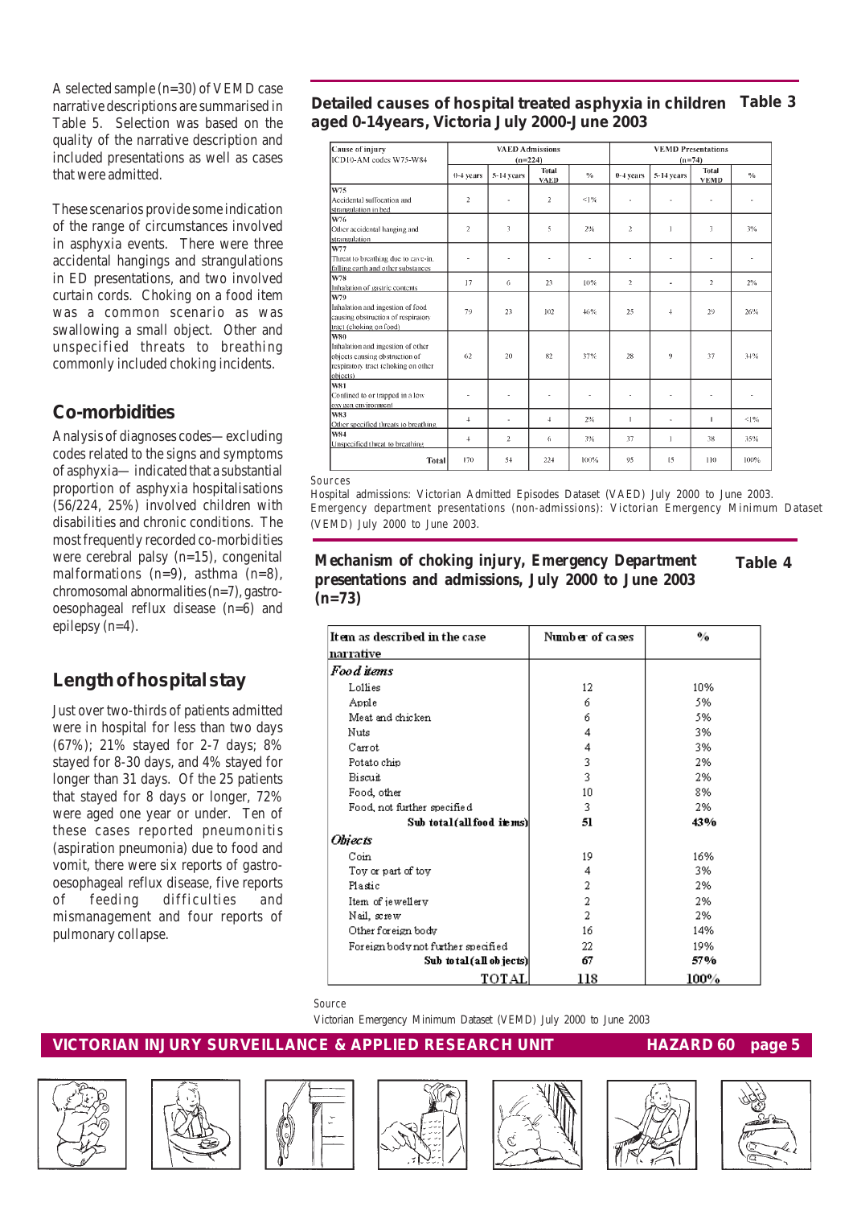A selected sample (n=30) of VEMD case narrative descriptions are summarised in Table 5. Selection was based on the quality of the narrative description and included presentations as well as cases that were admitted.

These scenarios provide some indication of the range of circumstances involved in asphyxia events. There were three accidental hangings and strangulations in ED presentations, and two involved curtain cords. Choking on a food item was a common scenario as was swallowing a small object. Other and unspecified threats to breathing commonly included choking incidents.

## Co-morbidities

Analysis of diagnoses codes—excluding codes related to the signs and symptoms of asphyxia— indicated that a substantial proportion of asphyxia hospitalisations (56/224, 25%) involved children with disabilities and chronic conditions. The most frequently recorded co-morbidities were cerebral palsy (n=15), congenital malformations (n=9), asthma (n=8), chromosomal abnormalities (n=7), gastro-oesophageal reflux disease (n=6) and epilepsy (n=4).

## Length of hospital stay

Just over two-thirds of patients admitted were in hospital for less than two days (67%); 21% stayed for 2-7 days; 8% stayed for 8-30 days, and 4% stayed for longer than 31 days. Of the 25 patients that stayed for 8 days or longer, 72% were aged one year or under. Ten of these cases reported pneumonitis (aspiration pneumonia) due to food and vomit, there were six reports of gastro-oesophageal reflux disease, five reports of feeding difficulties and mismanagement and four reports of pulmonary collapse.

## Detailed causes of hospital treated asphyxia in children aged 0-14years, Victoria July 2000-June 2003 — Table 3

| Cause of injury ICD10-AM codes W75-W84 | VAED Admissions (n=224) | | | | VEMD Presentations (n=74) | | | |
|---|---|---|---|---|---|---|---|---|
| | 0-4 years | 5-14 years | Total VAED | % | 0-4 years | 5-14 years | Total VEMD | % |
| W75 Accidental suffocation and strangulation in bed | 2 | - | 2 | <1% | - | - | - | - |
| W76 Other accidental hanging and strangulation | 2 | 3 | 5 | 2% | 2 | 1 | 3 | 3% |
| W77 Threat to breathing due to cave-in, falling earth and other substances | - | - | - | - | - | - | - | - |
| W78 Inhalation of gastric contents | 17 | 6 | 23 | 10% | 2 | - | 2 | 2% |
| W79 Inhalation and ingestion of food causing obstruction of respiratory tract (choking on food) | 79 | 23 | 102 | 46% | 25 | 4 | 29 | 26% |
| W80 Inhalation and ingestion of other objects causing obstruction of respiratory tract (choking on other objects) | 62 | 20 | 82 | 37% | 28 | 9 | 37 | 34% |
| W81 Confined to or trapped in a low oxygen environment | - | - | - | - | - | - | - | - |
| W83 Other specified threats to breathing | 4 | - | 4 | 2% | 1 | - | 1 | <1% |
| W84 Unspecified threat to breathing | 4 | 2 | 6 | 3% | 37 | 1 | 38 | 35% |
| Total | 170 | 54 | 224 | 100% | 95 | 15 | 110 | 100% |

Sources

Hospital admissions: Victorian Admitted Episodes Dataset (VAED) July 2000 to June 2003.
Emergency department presentations (non-admissions): Victorian Emergency Minimum Dataset (VEMD) July 2000 to June 2003.

## Mechanism of choking injury, Emergency Department presentations and admissions, July 2000 to June 2003 (n=73) — Table 4

| Item as described in the case narrative | Number of cases | % |
|---|---|---|
| *Food items* | | |
| Lollies | 12 | 10% |
| Apple | 6 | 5% |
| Meat and chicken | 6 | 5% |
| Nuts | 4 | 3% |
| Carrot | 4 | 3% |
| Potato chip | 3 | 2% |
| Biscuit | 3 | 2% |
| Food, other | 10 | 8% |
| Food, not further specified | 3 | 2% |
| **Sub total (all food items)** | **51** | **43%** |
| *Objects* | | |
| Coin | 19 | 16% |
| Toy or part of toy | 4 | 3% |
| Plastic | 2 | 2% |
| Item of jewellery | 2 | 2% |
| Nail, screw | 2 | 2% |
| Other foreign body | 16 | 14% |
| Foreign body not further specified | 22 | 19% |
| **Sub total (all objects)** | **67** | **57%** |
| TOTAL | 118 | 100% |

Source

Victorian Emergency Minimum Dataset (VEMD) July 2000 to June 2003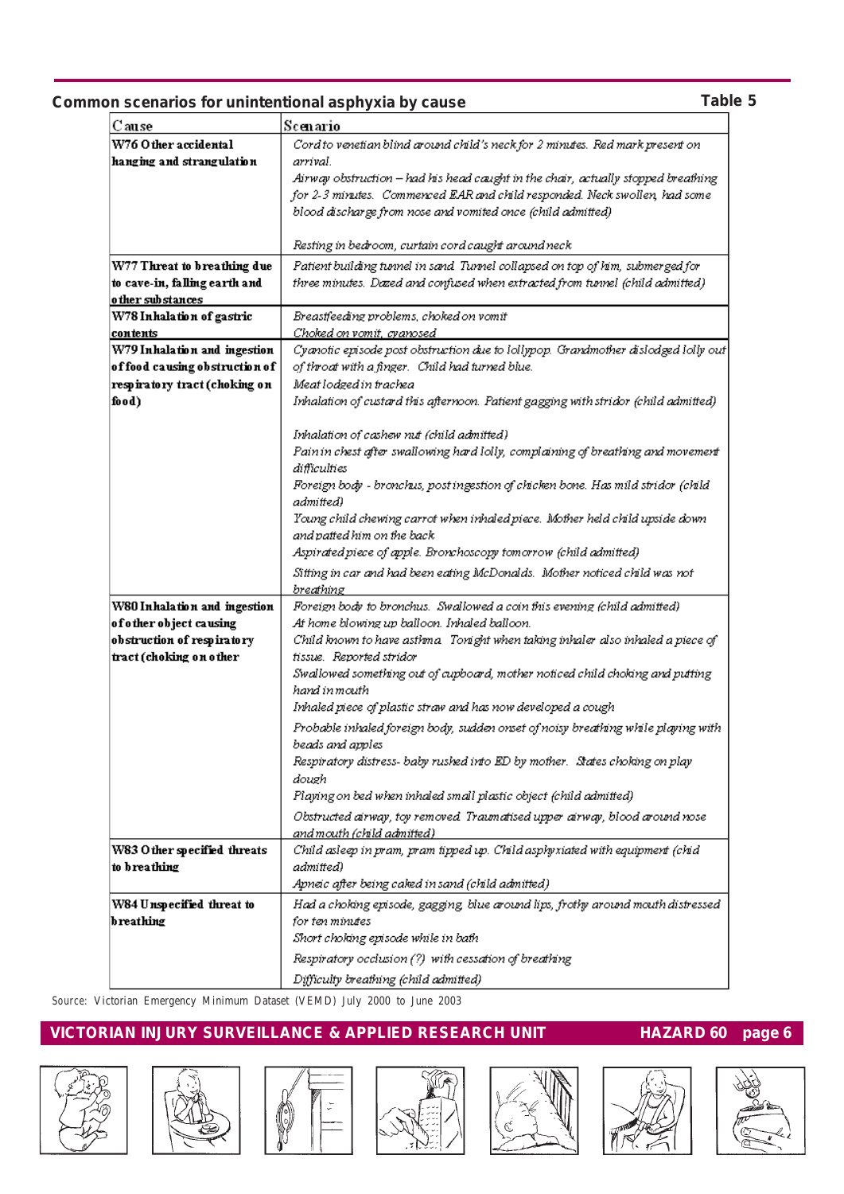## Common scenarios for unintentional asphyxia by cause

**Table 5**

| Cause | Scenario |
|---|---|
| **W76 Other accidental hanging and strangulation** | *Cord to venetian blind around child's neck for 2 minutes. Red mark present on arrival.*<br>*Airway obstruction – had his head caught in the chair, actually stopped breathing for 2-3 minutes. Commenced EAR and child responded. Neck swollen, had some blood discharge from nose and vomited once (child admitted)*<br>*Resting in bedroom, curtain cord caught around neck* |
| **W77 Threat to breathing due to cave-in, falling earth and other substances** | *Patient building tunnel in sand. Tunnel collapsed on top of him, submerged for three minutes. Dazed and confused when extracted from tunnel (child admitted)* |
| **W78 Inhalation of gastric contents** | *Breastfeeding problems, choked on vomit*<br>*Choked on vomit, cyanosed* |
| **W79 Inhalation and ingestion of food causing obstruction of respiratory tract (choking on food)** | *Cyanotic episode post obstruction due to lollypop. Grandmother dislodged lolly out of throat with a finger. Child had turned blue.*<br>*Meat lodged in trachea*<br>*Inhalation of custard this afternoon. Patient gagging with stridor (child admitted)*<br>*Inhalation of cashew nut (child admitted)*<br>*Pain in chest after swallowing hard lolly, complaining of breathing and movement difficulties*<br>*Foreign body - bronchus, post ingestion of chicken bone. Has mild stridor (child admitted)*<br>*Young child chewing carrot when inhaled piece. Mother held child upside down and patted him on the back*<br>*Aspirated piece of apple. Bronchoscopy tomorrow (child admitted)*<br>*Sitting in car and had been eating McDonalds. Mother noticed child was not breathing* |
| **W80 Inhalation and ingestion of other object causing obstruction of respiratory tract (choking on other** | *Foreign body to bronchus. Swallowed a coin this evening (child admitted)*<br>*At home blowing up balloon. Inhaled balloon.*<br>*Child known to have asthma. Tonight when taking inhaler also inhaled a piece of tissue. Reported stridor*<br>*Swallowed something out of cupboard, mother noticed child choking and putting hand in mouth*<br>*Inhaled piece of plastic straw and has now developed a cough*<br>*Probable inhaled foreign body, sudden onset of noisy breathing while playing with beads and apples*<br>*Respiratory distress- baby rushed into ED by mother. States choking on play dough*<br>*Playing on bed when inhaled small plastic object (child admitted)*<br>*Obstructed airway, toy removed. Traumatised upper airway, blood around nose and mouth (child admitted)* |
| **W83 Other specified threats to breathing** | *Child asleep in pram, pram tipped up. Child asphyxiated with equipment (chid admitted)*<br>*Apneic after being caked in sand (child admitted)* |
| **W84 Unspecified threat to breathing** | *Had a choking episode, gagging, blue around lips, frothy around mouth distressed for ten minutes*<br>*Short choking episode while in bath*<br>*Respiratory occlusion (?) with cessation of breathing*<br>*Difficulty breathing (child admitted)* |

Source: Victorian Emergency Minimum Dataset (VEMD) July 2000 to June 2003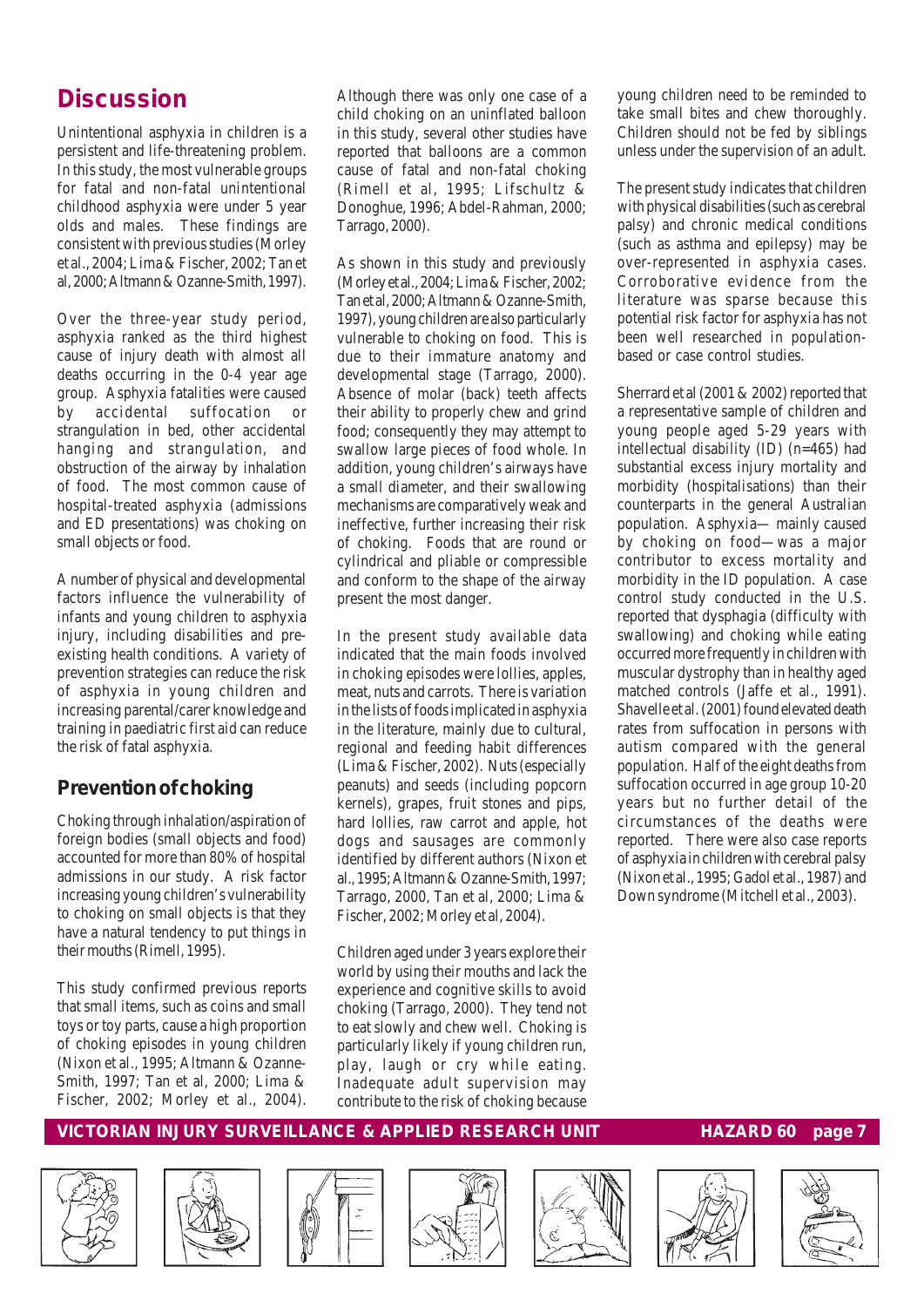## Discussion

Unintentional asphyxia in children is a persistent and life-threatening problem. In this study, the most vulnerable groups for fatal and non-fatal unintentional childhood asphyxia were under 5 year olds and males. These findings are consistent with previous studies (Morley et al., 2004; Lima & Fischer, 2002; Tan et al, 2000; Altmann & Ozanne-Smith, 1997).

Over the three-year study period, asphyxia ranked as the third highest cause of injury death with almost all deaths occurring in the 0-4 year age group. Asphyxia fatalities were caused by accidental suffocation or strangulation in bed, other accidental hanging and strangulation, and obstruction of the airway by inhalation of food. The most common cause of hospital-treated asphyxia (admissions and ED presentations) was choking on small objects or food.

A number of physical and developmental factors influence the vulnerability of infants and young children to asphyxia injury, including disabilities and pre-existing health conditions. A variety of prevention strategies can reduce the risk of asphyxia in young children and increasing parental/carer knowledge and training in paediatric first aid can reduce the risk of fatal asphyxia.

### Prevention of choking

Choking through inhalation/aspiration of foreign bodies (small objects and food) accounted for more than 80% of hospital admissions in our study. A risk factor increasing young children's vulnerability to choking on small objects is that they have a natural tendency to put things in their mouths (Rimell, 1995).

This study confirmed previous reports that small items, such as coins and small toys or toy parts, cause a high proportion of choking episodes in young children (Nixon et al., 1995; Altmann & Ozanne-Smith, 1997; Tan et al, 2000; Lima & Fischer, 2002; Morley et al., 2004). Although there was only one case of a child choking on an uninflated balloon in this study, several other studies have reported that balloons are a common cause of fatal and non-fatal choking (Rimell et al, 1995; Lifschultz & Donoghue, 1996; Abdel-Rahman, 2000; Tarrago, 2000).

As shown in this study and previously (Morley et al., 2004; Lima & Fischer, 2002; Tan et al, 2000; Altmann & Ozanne-Smith, 1997), young children are also particularly vulnerable to choking on food. This is due to their immature anatomy and developmental stage (Tarrago, 2000). Absence of molar (back) teeth affects their ability to properly chew and grind food; consequently they may attempt to swallow large pieces of food whole. In addition, young children's airways have a small diameter, and their swallowing mechanisms are comparatively weak and ineffective, further increasing their risk of choking. Foods that are round or cylindrical and pliable or compressible and conform to the shape of the airway present the most danger.

In the present study available data indicated that the main foods involved in choking episodes were lollies, apples, meat, nuts and carrots. There is variation in the lists of foods implicated in asphyxia in the literature, mainly due to cultural, regional and feeding habit differences (Lima & Fischer, 2002). Nuts (especially peanuts) and seeds (including popcorn kernels), grapes, fruit stones and pips, hard lollies, raw carrot and apple, hot dogs and sausages are commonly identified by different authors (Nixon et al., 1995; Altmann & Ozanne-Smith, 1997; Tarrago, 2000, Tan et al, 2000; Lima & Fischer, 2002; Morley et al, 2004).

Children aged under 3 years explore their world by using their mouths and lack the experience and cognitive skills to avoid choking (Tarrago, 2000). They tend not to eat slowly and chew well. Choking is particularly likely if young children run, play, laugh or cry while eating. Inadequate adult supervision may contribute to the risk of choking because young children need to be reminded to take small bites and chew thoroughly. Children should not be fed by siblings unless under the supervision of an adult.

The present study indicates that children with physical disabilities (such as cerebral palsy) and chronic medical conditions (such as asthma and epilepsy) may be over-represented in asphyxia cases. Corroborative evidence from the literature was sparse because this potential risk factor for asphyxia has not been well researched in population-based or case control studies.

Sherrard et al (2001 & 2002) reported that a representative sample of children and young people aged 5-29 years with intellectual disability (ID) (n=465) had substantial excess injury mortality and morbidity (hospitalisations) than their counterparts in the general Australian population. Asphyxia— mainly caused by choking on food—was a major contributor to excess mortality and morbidity in the ID population. A case control study conducted in the U.S. reported that dysphagia (difficulty with swallowing) and choking while eating occurred more frequently in children with muscular dystrophy than in healthy aged matched controls (Jaffe et al., 1991). Shavelle et al. (2001) found elevated death rates from suffocation in persons with autism compared with the general population. Half of the eight deaths from suffocation occurred in age group 10-20 years but no further detail of the circumstances of the deaths were reported. There were also case reports of asphyxia in children with cerebral palsy (Nixon et al., 1995; Gadol et al., 1987) and Down syndrome (Mitchell et al., 2003).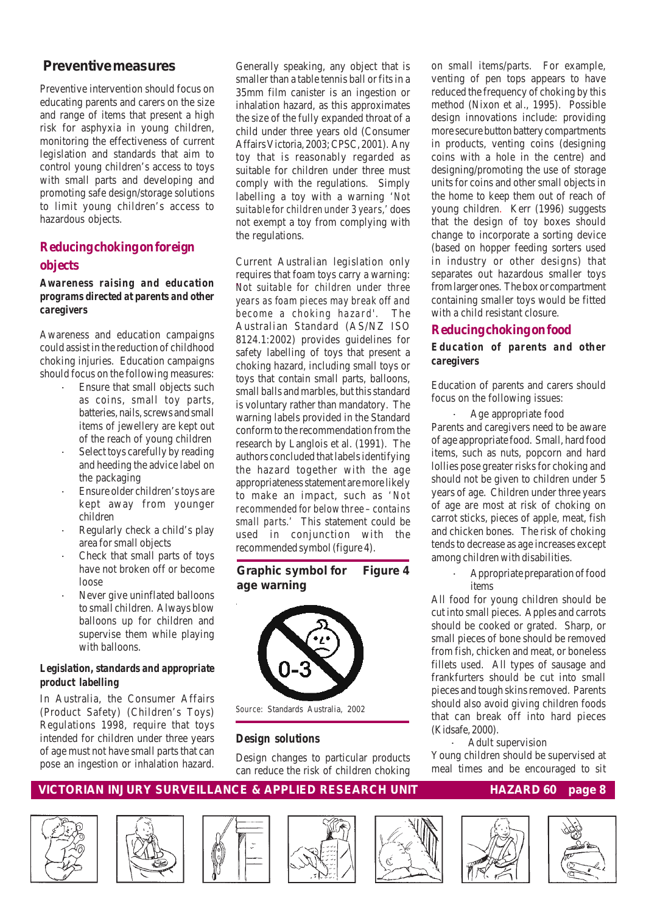## Preventive measures

Preventive intervention should focus on educating parents and carers on the size and range of items that present a high risk for asphyxia in young children, monitoring the effectiveness of current legislation and standards that aim to control young children's access to toys with small parts and developing and promoting safe design/storage solutions to limit young children's access to hazardous objects.

### Reducing choking on foreign objects

**Awareness raising and education programs directed at parents and other caregivers**

Awareness and education campaigns could assist in the reduction of childhood choking injuries. Education campaigns should focus on the following measures:

- Ensure that small objects such as coins, small toy parts, batteries, nails, screws and small items of jewellery are kept out of the reach of young children
- Select toys carefully by reading and heeding the advice label on the packaging
- Ensure older children's toys are kept away from younger children
- Regularly check a child's play area for small objects
- Check that small parts of toys have not broken off or become loose
- Never give uninflated balloons to small children. Always blow balloons up for children and supervise them while playing with balloons.

**Legislation, standards and appropriate product labelling**

In Australia, the Consumer Affairs (Product Safety) (Children's Toys) Regulations 1998, require that toys intended for children under three years of age must not have small parts that can pose an ingestion or inhalation hazard. Generally speaking, any object that is smaller than a table tennis ball or fits in a 35mm film canister is an ingestion or inhalation hazard, as this approximates the size of the fully expanded throat of a child under three years old (Consumer Affairs Victoria, 2003; CPSC, 2001). Any toy that is reasonably regarded as suitable for children under three must comply with the regulations. Simply labelling a toy with a warning '*Not suitable for children under 3 years*,' does not exempt a toy from complying with the regulations.

Current Australian legislation only requires that foam toys carry a warning: '*Not suitable for children under three years as foam pieces may break off and become a choking hazard*'. The Australian Standard (AS/NZ ISO 8124.1:2002) provides guidelines for safety labelling of toys that present a choking hazard, including small toys or toys that contain small parts, balloons, small balls and marbles, but this standard is voluntary rather than mandatory. The warning labels provided in the Standard conform to the recommendation from the research by Langlois et al. (1991). The authors concluded that labels identifying the hazard together with the age appropriateness statement are more likely to make an impact, such as '*Not recommended for below three – contains small parts*.' This statement could be used in conjunction with the recommended symbol (figure 4).

**Graphic symbol for age warning** — **Figure 4**

*Source*: Standards Australia, 2002

**Design solutions**

Design changes to particular products can reduce the risk of children choking on small items/parts. For example, venting of pen tops appears to have reduced the frequency of choking by this method (Nixon et al., 1995). Possible design innovations include: providing more secure button battery compartments in products, venting coins (designing coins with a hole in the centre) and designing/promoting the use of storage units for coins and other small objects in the home to keep them out of reach of young children. Kerr (1996) suggests that the design of toy boxes should change to incorporate a sorting device (based on hopper feeding sorters used in industry or other designs) that separates out hazardous smaller toys from larger ones. The box or compartment containing smaller toys would be fitted with a child resistant closure.

### Reducing choking on food

**Education of parents and other caregivers**

Education of parents and carers should focus on the following issues:

- Age appropriate food

Parents and caregivers need to be aware of age appropriate food. Small, hard food items, such as nuts, popcorn and hard lollies pose greater risks for choking and should not be given to children under 5 years of age. Children under three years of age are most at risk of choking on carrot sticks, pieces of apple, meat, fish and chicken bones. The risk of choking tends to decrease as age increases except among children with disabilities.

- Appropriate preparation of food items

All food for young children should be cut into small pieces. Apples and carrots should be cooked or grated. Sharp, or small pieces of bone should be removed from fish, chicken and meat, or boneless fillets used. All types of sausage and frankfurters should be cut into small pieces and tough skins removed. Parents should also avoid giving children foods that can break off into hard pieces (Kidsafe, 2000).

- Adult supervision

Young children should be supervised at meal times and be encouraged to sit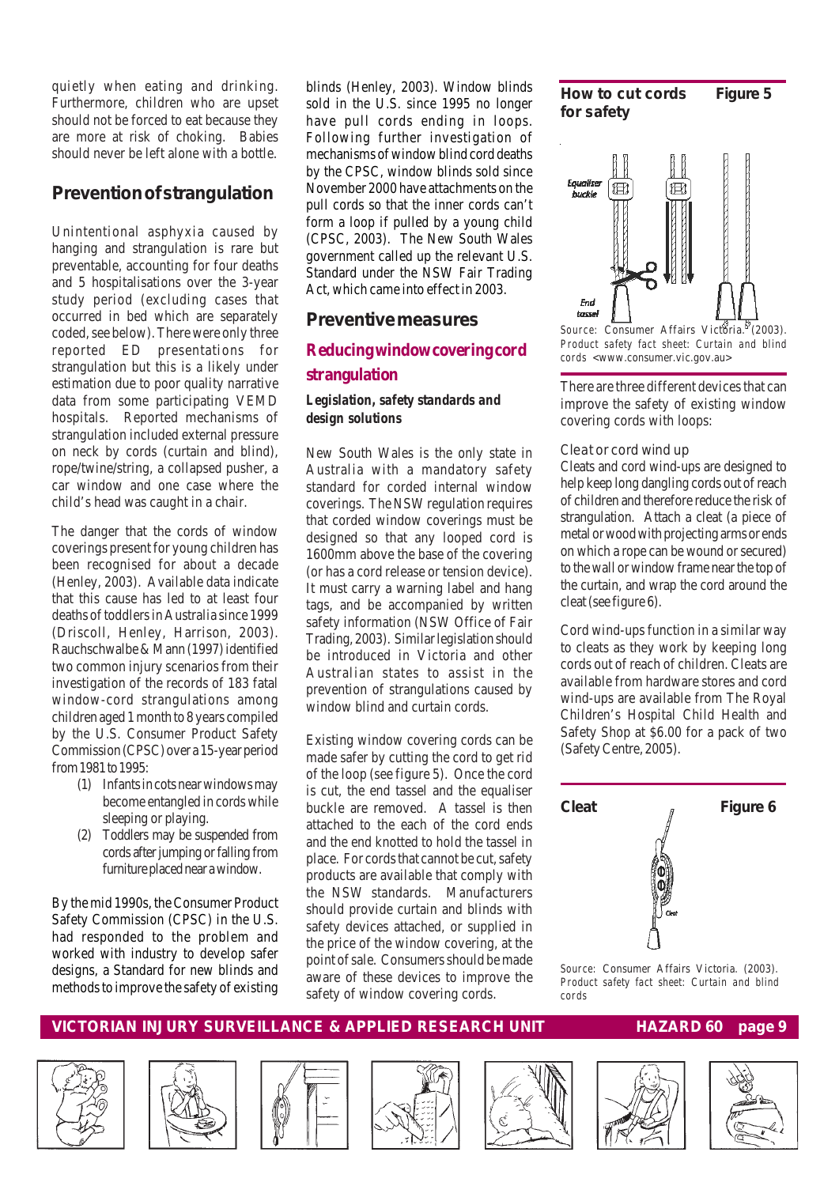quietly when eating and drinking. Furthermore, children who are upset should not be forced to eat because they are more at risk of choking. Babies should never be left alone with a bottle.

## Prevention of strangulation

Unintentional asphyxia caused by hanging and strangulation is rare but preventable, accounting for four deaths and 5 hospitalisations over the 3-year study period (excluding cases that occurred in bed which are separately coded, see below). There were only three reported ED presentations for strangulation but this is a likely under estimation due to poor quality narrative data from some participating VEMD hospitals. Reported mechanisms of strangulation included external pressure on neck by cords (curtain and blind), rope/twine/string, a collapsed pusher, a car window and one case where the child's head was caught in a chair.

The danger that the cords of window coverings present for young children has been recognised for about a decade (Henley, 2003). Available data indicate that this cause has led to at least four deaths of toddlers in Australia since 1999 (Driscoll, Henley, Harrison, 2003). Rauchschwalbe & Mann (1997) identified two common injury scenarios from their investigation of the records of 183 fatal window-cord strangulations among children aged 1 month to 8 years compiled by the U.S. Consumer Product Safety Commission (CPSC) over a 15-year period from 1981 to 1995:

1. Infants in cots near windows may become entangled in cords while sleeping or playing.
2. Toddlers may be suspended from cords after jumping or falling from furniture placed near a window.

By the mid 1990s, the Consumer Product Safety Commission (CPSC) in the U.S. had responded to the problem and worked with industry to develop safer designs, a Standard for new blinds and methods to improve the safety of existing blinds (Henley, 2003). Window blinds sold in the U.S. since 1995 no longer have pull cords ending in loops. Following further investigation of mechanisms of window blind cord deaths by the CPSC, window blinds sold since November 2000 have attachments on the pull cords so that the inner cords can't form a loop if pulled by a young child (CPSC, 2003). The New South Wales government called up the relevant U.S. Standard under the NSW Fair Trading Act, which came into effect in 2003.

## Preventive measures

### Reducing window covering cord strangulation

#### *Legislation, safety standards and design solutions*

New South Wales is the only state in Australia with a mandatory safety standard for corded internal window coverings. The NSW regulation requires that corded window coverings must be designed so that any looped cord is 1600mm above the base of the covering (or has a cord release or tension device). It must carry a warning label and hang tags, and be accompanied by written safety information (NSW Office of Fair Trading, 2003). Similar legislation should be introduced in Victoria and other Australian states to assist in the prevention of strangulations caused by window blind and curtain cords.

Existing window covering cords can be made safer by cutting the cord to get rid of the loop (see figure 5). Once the cord is cut, the end tassel and the equaliser buckle are removed. A tassel is then attached to the each of the cord ends and the end knotted to hold the tassel in place. For cords that cannot be cut, safety products are available that comply with the NSW standards. Manufacturers should provide curtain and blinds with safety devices attached, or supplied in the price of the window covering, at the point of sale. Consumers should be made aware of these devices to improve the safety of window covering cords.

**How to cut cords for safety** — **Figure 5**

Source: Consumer Affairs Victoria. (2003). Product safety fact sheet: Curtain and blind cords <www.consumer.vic.gov.au>

There are three different devices that can improve the safety of existing window covering cords with loops:

Cleat or cord wind up

Cleats and cord wind-ups are designed to help keep long dangling cords out of reach of children and therefore reduce the risk of strangulation. Attach a cleat (a piece of metal or wood with projecting arms or ends on which a rope can be wound or secured) to the wall or window frame near the top of the curtain, and wrap the cord around the cleat (see figure 6).

Cord wind-ups function in a similar way to cleats as they work by keeping long cords out of reach of children. Cleats are available from hardware stores and cord wind-ups are available from The Royal Children's Hospital Child Health and Safety Shop at $6.00 for a pack of two (Safety Centre, 2005).

**Cleat** — **Figure 6**

Source: Consumer Affairs Victoria. (2003). Product safety fact sheet: Curtain and blind cords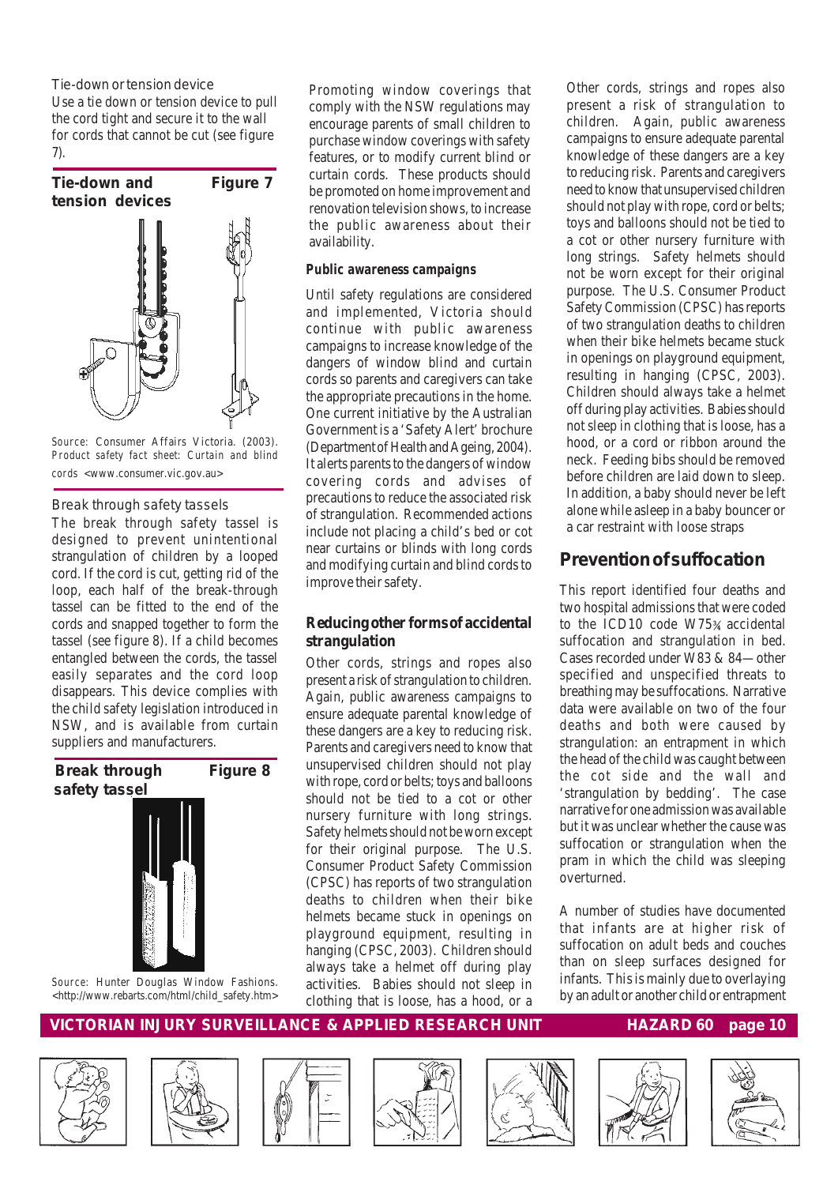Tie-down or tension device

Use a tie down or tension device to pull the cord tight and secure it to the wall for cords that cannot be cut (see figure 7).

**Tie-down and tension devices** **Figure 7**

Source: Consumer Affairs Victoria. (2003). Product safety fact sheet: Curtain and blind cords <www.consumer.vic.gov.au>

Break through safety tassels

The break through safety tassel is designed to prevent unintentional strangulation of children by a looped cord. If the cord is cut, getting rid of the loop, each half of the break-through tassel can be fitted to the end of the cords and snapped together to form the tassel (see figure 8). If a child becomes entangled between the cords, the tassel easily separates and the cord loop disappears. This device complies with the child safety legislation introduced in NSW, and is available from curtain suppliers and manufacturers.

**Break through safety tassel** **Figure 8**

Source: Hunter Douglas Window Fashions. <http://www.rebarts.com/html/child_safety.htm>

Promoting window coverings that comply with the NSW regulations may encourage parents of small children to purchase window coverings with safety features, or to modify current blind or curtain cords. These products should be promoted on home improvement and renovation television shows, to increase the public awareness about their availability.

**Public awareness campaigns**

Until safety regulations are considered and implemented, Victoria should continue with public awareness campaigns to increase knowledge of the dangers of window blind and curtain cords so parents and caregivers can take the appropriate precautions in the home. One current initiative by the Australian Government is a 'Safety Alert' brochure (Department of Health and Ageing, 2004). It alerts parents to the dangers of window covering cords and advises of precautions to reduce the associated risk of strangulation. Recommended actions include not placing a child's bed or cot near curtains or blinds with long cords and modifying curtain and blind cords to improve their safety.

### Reducing other forms of accidental strangulation

Other cords, strings and ropes also present a risk of strangulation to children. Again, public awareness campaigns to ensure adequate parental knowledge of these dangers are a key to reducing risk. Parents and caregivers need to know that unsupervised children should not play with rope, cord or belts; toys and balloons should not be tied to a cot or other nursery furniture with long strings. Safety helmets should not be worn except for their original purpose. The U.S. Consumer Product Safety Commission (CPSC) has reports of two strangulation deaths to children when their bike helmets became stuck in openings on playground equipment, resulting in hanging (CPSC, 2003). Children should always take a helmet off during play activities. Babies should not sleep in clothing that is loose, has a hood, or a cord or ribbon around the neck. Feeding bibs should be removed before children are laid down to sleep. In addition, a baby should never be left alone while asleep in a baby bouncer or a car restraint with loose straps

## Prevention of suffocation

This report identified four deaths and two hospital admissions that were coded to the ICD10 code W75¾ accidental suffocation and strangulation in bed. Cases recorded under W83 & 84—other specified and unspecified threats to breathing may be suffocations. Narrative data were available on two of the four deaths and both were caused by strangulation: an entrapment in which the head of the child was caught between the cot side and the wall and 'strangulation by bedding'. The case narrative for one admission was available but it was unclear whether the cause was suffocation or strangulation when the pram in which the child was sleeping overturned.

A number of studies have documented that infants are at higher risk of suffocation on adult beds and couches than on sleep surfaces designed for infants. This is mainly due to overlaying by an adult or another child or entrapment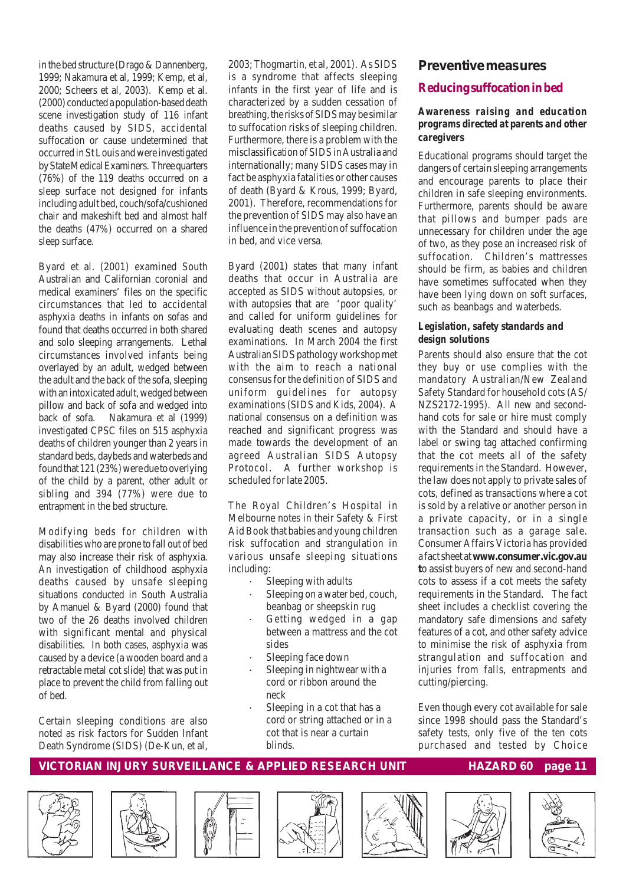in the bed structure (Drago & Dannenberg, 1999; Nakamura et al, 1999; Kemp, et al, 2000; Scheers et al, 2003). Kemp et al. (2000) conducted a population-based death scene investigation study of 116 infant deaths caused by SIDS, accidental suffocation or cause undetermined that occurred in St Louis and were investigated by State Medical Examiners. Three quarters (76%) of the 119 deaths occurred on a sleep surface not designed for infants including adult bed, couch/sofa/cushioned chair and makeshift bed and almost half the deaths (47%) occurred on a shared sleep surface.

Byard et al. (2001) examined South Australian and Californian coronial and medical examiners' files on the specific circumstances that led to accidental asphyxia deaths in infants on sofas and found that deaths occurred in both shared and solo sleeping arrangements. Lethal circumstances involved infants being overlayed by an adult, wedged between the adult and the back of the sofa, sleeping with an intoxicated adult, wedged between pillow and back of sofa and wedged into back of sofa. Nakamura et al (1999) investigated CPSC files on 515 asphyxia deaths of children younger than 2 years in standard beds, daybeds and waterbeds and found that 121 (23%) were due to overlying of the child by a parent, other adult or sibling and 394 (77%) were due to entrapment in the bed structure.

Modifying beds for children with disabilities who are prone to fall out of bed may also increase their risk of asphyxia. An investigation of childhood asphyxia deaths caused by unsafe sleeping situations conducted in South Australia by Amanuel & Byard (2000) found that two of the 26 deaths involved children with significant mental and physical disabilities. In both cases, asphyxia was caused by a device (a wooden board and a retractable metal cot slide) that was put in place to prevent the child from falling out of bed.

Certain sleeping conditions are also noted as risk factors for Sudden Infant Death Syndrome (SIDS) (De-Kun, et al, 2003; Thogmartin, et al, 2001). As SIDS is a syndrome that affects sleeping infants in the first year of life and is characterized by a sudden cessation of breathing, the risks of SIDS may be similar to suffocation risks of sleeping children. Furthermore, there is a problem with the misclassification of SIDS in Australia and internationally; many SIDS cases may in fact be asphyxia fatalities or other causes of death (Byard & Krous, 1999; Byard, 2001). Therefore, recommendations for the prevention of SIDS may also have an influence in the prevention of suffocation in bed, and vice versa.

Byard (2001) states that many infant deaths that occur in Australia are accepted as SIDS without autopsies, or with autopsies that are 'poor quality' and called for uniform guidelines for evaluating death scenes and autopsy examinations. In March 2004 the first Australian SIDS pathology workshop met with the aim to reach a national consensus for the definition of SIDS and uniform guidelines for autopsy examinations (SIDS and Kids, 2004). A national consensus on a definition was reached and significant progress was made towards the development of an agreed Australian SIDS Autopsy Protocol. A further workshop is scheduled for late 2005.

The Royal Children's Hospital in Melbourne notes in their Safety & First Aid Book that babies and young children risk suffocation and strangulation in various unsafe sleeping situations including:

- Sleeping with adults
- Sleeping on a water bed, couch, beanbag or sheepskin rug
- Getting wedged in a gap between a mattress and the cot sides
- Sleeping face down
- Sleeping in nightwear with a cord or ribbon around the neck
- Sleeping in a cot that has a cord or string attached or in a cot that is near a curtain blinds.

## Preventive measures

### Reducing suffocation in bed

#### *Awareness raising and education programs directed at parents and other caregivers*

Educational programs should target the dangers of certain sleeping arrangements and encourage parents to place their children in safe sleeping environments. Furthermore, parents should be aware that pillows and bumper pads are unnecessary for children under the age of two, as they pose an increased risk of suffocation. Children's mattresses should be firm, as babies and children have sometimes suffocated when they have been lying down on soft surfaces, such as beanbags and waterbeds.

#### *Legislation, safety standards and design solutions*

Parents should also ensure that the cot they buy or use complies with the mandatory Australian/New Zealand Safety Standard for household cots (AS/NZS2172-1995). All new and second-hand cots for sale or hire must comply with the Standard and should have a label or swing tag attached confirming that the cot meets all of the safety requirements in the Standard. However, the law does not apply to private sales of cots, defined as transactions where a cot is sold by a relative or another person in a private capacity, or in a single transaction such as a garage sale. Consumer Affairs Victoria has provided a fact sheet at **www.consumer.vic.gov.au** to assist buyers of new and second-hand cots to assess if a cot meets the safety requirements in the Standard. The fact sheet includes a checklist covering the mandatory safe dimensions and safety features of a cot, and other safety advice to minimise the risk of asphyxia from strangulation and suffocation and injuries from falls, entrapments and cutting/piercing.

Even though every cot available for sale since 1998 should pass the Standard's safety tests, only five of the ten cots purchased and tested by Choice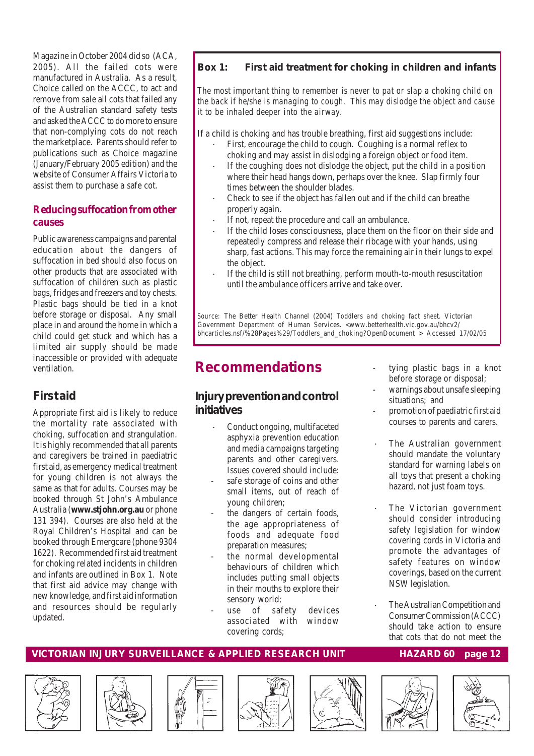Magazine in October 2004 did so (ACA, 2005). All the failed cots were manufactured in Australia. As a result, Choice called on the ACCC, to act and remove from sale all cots that failed any of the Australian standard safety tests and asked the ACCC to do more to ensure that non-complying cots do not reach the marketplace. Parents should refer to publications such as Choice magazine (January/February 2005 edition) and the website of Consumer Affairs Victoria to assist them to purchase a safe cot.

### Reducing suffocation from other causes

Public awareness campaigns and parental education about the dangers of suffocation in bed should also focus on other products that are associated with suffocation of children such as plastic bags, fridges and freezers and toy chests. Plastic bags should be tied in a knot before storage or disposal. Any small place in and around the home in which a child could get stuck and which has a limited air supply should be made inaccessible or provided with adequate ventilation.

## First aid

Appropriate first aid is likely to reduce the mortality rate associated with choking, suffocation and strangulation. It is highly recommended that all parents and caregivers be trained in paediatric first aid, as emergency medical treatment for young children is not always the same as that for adults. Courses may be booked through St John's Ambulance Australia (**www.stjohn.org.au** or phone 131 394). Courses are also held at the Royal Children's Hospital and can be booked through Emergcare (phone 9304 1622). Recommended first aid treatment for choking related incidents in children and infants are outlined in Box 1. Note that first aid advice may change with new knowledge, and first aid information and resources should be regularly updated.

**Box 1: First aid treatment for choking in children and infants**

*The most important thing to remember is never to pat or slap a choking child on the back if he/she is managing to cough. This may dislodge the object and cause it to be inhaled deeper into the airway.*

If a child is choking and has trouble breathing, first aid suggestions include:

- First, encourage the child to cough. Coughing is a normal reflex to choking and may assist in dislodging a foreign object or food item.
- If the coughing does not dislodge the object, put the child in a position where their head hangs down, perhaps over the knee. Slap firmly four times between the shoulder blades.
- Check to see if the object has fallen out and if the child can breathe properly again.
- If not, repeat the procedure and call an ambulance.
- If the child loses consciousness, place them on the floor on their side and repeatedly compress and release their ribcage with your hands, using sharp, fast actions. This may force the remaining air in their lungs to expel the object.
- If the child is still not breathing, perform mouth-to-mouth resuscitation until the ambulance officers arrive and take over.

*Source:* The Better Health Channel (2004) *Toddlers and choking fact sheet.* Victorian Government Department of Human Services. <www.betterhealth.vic.gov.au/bhcv2/bhcarticles.nsf/%28Pages%29/Toddlers_and_choking?OpenDocument > Accessed 17/02/05

## Recommendations

### Injury prevention and control initiatives

- Conduct ongoing, multifaceted asphyxia prevention education and media campaigns targeting parents and other caregivers. Issues covered should include:
  - safe storage of coins and other small items, out of reach of young children;
  - the dangers of certain foods, the age appropriateness of foods and adequate food preparation measures;
  - the normal developmental behaviours of children which includes putting small objects in their mouths to explore their sensory world;
  - use of safety devices associated with window covering cords;
  - tying plastic bags in a knot before storage or disposal;
  - warnings about unsafe sleeping situations; and
  - promotion of paediatric first aid courses to parents and carers.
- The Australian government should mandate the voluntary standard for warning labels on all toys that present a choking hazard, not just foam toys.
- The Victorian government should consider introducing safety legislation for window covering cords in Victoria and promote the advantages of safety features on window coverings, based on the current NSW legislation.
- The Australian Competition and Consumer Commission (ACCC) should take action to ensure that cots that do not meet the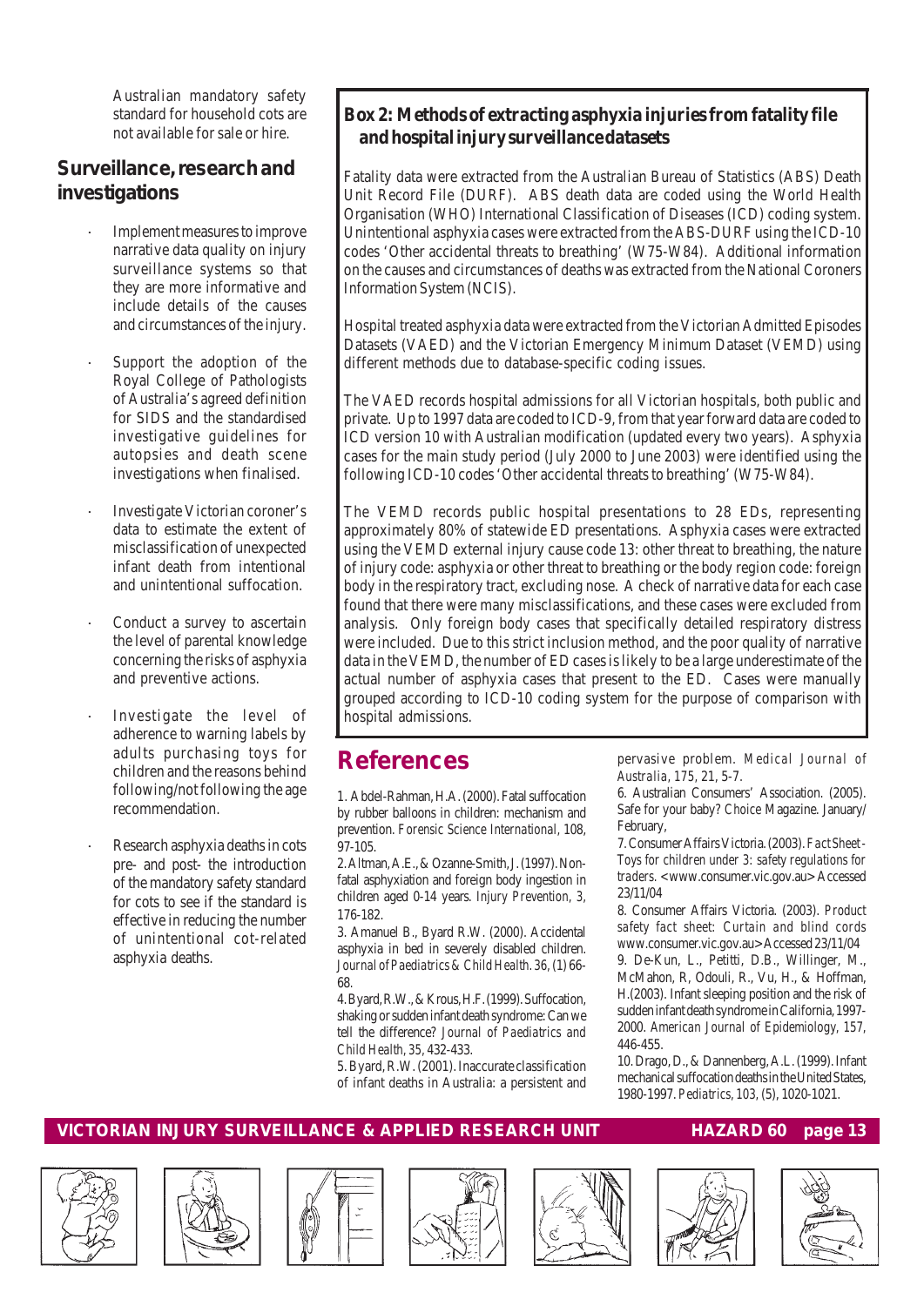Australian mandatory safety standard for household cots are not available for sale or hire.

## Surveillance, research and investigations

- Implement measures to improve narrative data quality on injury surveillance systems so that they are more informative and include details of the causes and circumstances of the injury.
- Support the adoption of the Royal College of Pathologists of Australia's agreed definition for SIDS and the standardised investigative guidelines for autopsies and death scene investigations when finalised.
- Investigate Victorian coroner's data to estimate the extent of misclassification of unexpected infant death from intentional and unintentional suffocation.
- Conduct a survey to ascertain the level of parental knowledge concerning the risks of asphyxia and preventive actions.
- Investigate the level of adherence to warning labels by adults purchasing toys for children and the reasons behind following/not following the age recommendation.
- Research asphyxia deaths in cots pre- and post- the introduction of the mandatory safety standard for cots to see if the standard is effective in reducing the number of unintentional cot-related asphyxia deaths.

### Box 2: Methods of extracting asphyxia injuries from fatality file and hospital injury surveillance datasets

Fatality data were extracted from the Australian Bureau of Statistics (ABS) Death Unit Record File (DURF). ABS death data are coded using the World Health Organisation (WHO) International Classification of Diseases (ICD) coding system. Unintentional asphyxia cases were extracted from the ABS-DURF using the ICD-10 codes 'Other accidental threats to breathing' (W75-W84). Additional information on the causes and circumstances of deaths was extracted from the National Coroners Information System (NCIS).

Hospital treated asphyxia data were extracted from the Victorian Admitted Episodes Datasets (VAED) and the Victorian Emergency Minimum Dataset (VEMD) using different methods due to database-specific coding issues.

The VAED records hospital admissions for all Victorian hospitals, both public and private. Up to 1997 data are coded to ICD-9, from that year forward data are coded to ICD version 10 with Australian modification (updated every two years). Asphyxia cases for the main study period (July 2000 to June 2003) were identified using the following ICD-10 codes 'Other accidental threats to breathing' (W75-W84).

The VEMD records public hospital presentations to 28 EDs, representing approximately 80% of statewide ED presentations. Asphyxia cases were extracted using the VEMD external injury cause code 13: other threat to breathing, the nature of injury code: asphyxia or other threat to breathing or the body region code: foreign body in the respiratory tract, excluding nose. A check of narrative data for each case found that there were many misclassifications, and these cases were excluded from analysis. Only foreign body cases that specifically detailed respiratory distress were included. Due to this strict inclusion method, and the poor quality of narrative data in the VEMD, the number of ED cases is likely to be a large underestimate of the actual number of asphyxia cases that present to the ED. Cases were manually grouped according to ICD-10 coding system for the purpose of comparison with hospital admissions.

## References

1. Abdel-Rahman, H.A. (2000). Fatal suffocation by rubber balloons in children: mechanism and prevention. *Forensic Science International*, 108, 97-105.

2. Altman, A.E., & Ozanne-Smith, J. (1997). Non-fatal asphyxiation and foreign body ingestion in children aged 0-14 years. *Injury Prevention*, 3, 176-182.

3. Amanuel B., Byard R.W. (2000). Accidental asphyxia in bed in severely disabled children. *Journal of Paediatrics & Child Health*. 36, (1) 66-68.

4. Byard, R.W., & Krous, H.F. (1999). Suffocation, shaking or sudden infant death syndrome: Can we tell the difference? *Journal of Paediatrics and Child Health*, 35, 432-433.

5. Byard, R.W. (2001). Inaccurate classification of infant deaths in Australia: a persistent and pervasive problem. *Medical Journal of Australia*, 175, 21, 5-7.

6. Australian Consumers' Association. (2005). Safe for your baby? *Choice* Magazine. January/ February,

7. Consumer Affairs Victoria. (2003). *Fact Sheet - Toys for children under 3: safety regulations for traders*. <www.consumer.vic.gov.au> Accessed 23/11/04

8. Consumer Affairs Victoria. (2003). *Product safety fact sheet: Curtain and blind cords* www.consumer.vic.gov.au> Accessed 23/11/04

9. De-Kun, L., Petitti, D.B., Willinger, M., McMahon, R, Odouli, R., Vu, H., & Hoffman, H.(2003). Infant sleeping position and the risk of sudden infant death syndrome in California, 1997-2000. *American Journal of Epidemiology*, 157, 446-455.

10. Drago, D., & Dannenberg, A.L. (1999). Infant mechanical suffocation deaths in the United States, 1980-1997. *Pediatrics*, 103, (5), 1020-1021.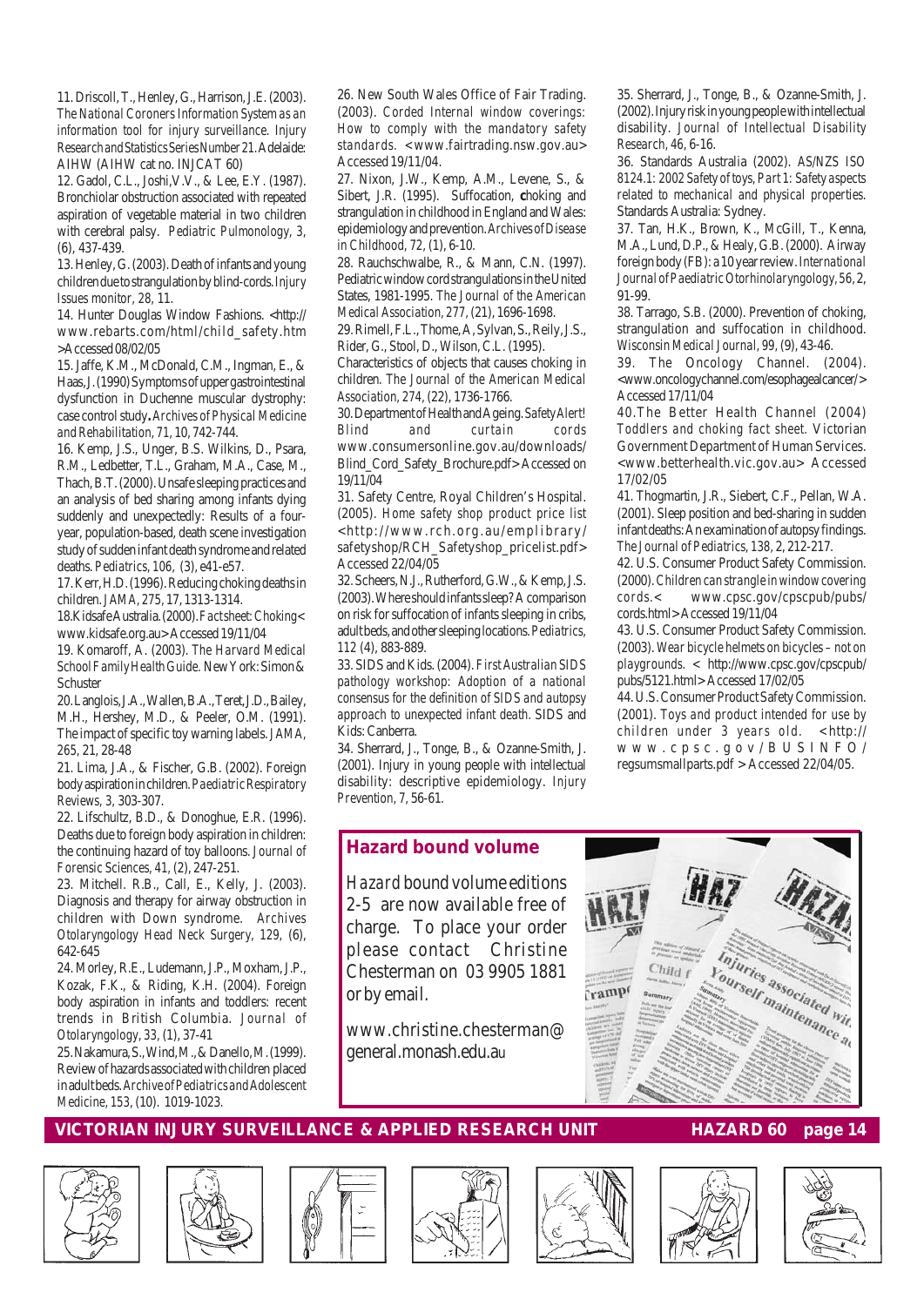11. Driscoll, T., Henley, G., Harrison, J.E. (2003). *The National Coroners Information System as an information tool for injury surveillance. Injury Research and Statistics Series Number 21.* Adelaide: AIHW (AIHW cat no. INJCAT 60)

12. Gadol, C.L., Joshi,V.V., & Lee, E.Y. (1987). Bronchiolar obstruction associated with repeated aspiration of vegetable material in two children with cerebral palsy. *Pediatric Pulmonology, 3,* (6), 437-439.

13. Henley, G. (2003). Death of infants and young children due to strangulation by blind-cords. *Injury Issues monitor, 28,* 11.

14. Hunter Douglas Window Fashions. <http://www.rebarts.com/html/child_safety.htm >Accessed 08/02/05

15. Jaffe, K.M., McDonald, C.M., Ingman, E., & Haas, J. (1990) Symptoms of upper gastrointestinal dysfunction in Duchenne muscular dystrophy: case control study**.** *Archives of Physical Medicine and Rehabilitation, 71,* 10, 742-744.

16. Kemp, J.S., Unger, B.S. Wilkins, D., Psara, R.M., Ledbetter, T.L., Graham, M.A., Case, M., Thach, B.T. (2000). Unsafe sleeping practices and an analysis of bed sharing among infants dying suddenly and unexpectedly: Results of a four-year, population-based, death scene investigation study of sudden infant death syndrome and related deaths. *Pediatrics, 106,* (3), e41-e57.

17. Kerr, H.D. (1996). Reducing choking deaths in children. *JAMA, 275,* 17, 1313-1314.

18. Kidsafe Australia. (2000). *Factsheet: Choking*< www.kidsafe.org.au> Accessed 19/11/04

19. Komaroff, A. (2003). *The Harvard Medical School Family Health Guide.* New York: Simon & Schuster

20. Langlois, J.A., Wallen, B.A., Teret, J.D., Bailey, M.H., Hershey, M.D., & Peeler, O.M. (1991). The impact of specific toy warning labels. *JAMA, 265,* 21, 28-48

21. Lima, J.A., & Fischer, G.B. (2002). Foreign body aspiration in children. *Paediatric Respiratory Reviews, 3,* 303-307.

22. Lifschultz, B.D., & Donoghue, E.R. (1996). Deaths due to foreign body aspiration in children: the continuing hazard of toy balloons. *Journal of Forensic Sciences, 41,* (2), 247-251.

23. Mitchell. R.B., Call, E., Kelly, J. (2003). Diagnosis and therapy for airway obstruction in children with Down syndrome. *Archives Otolaryngology Head Neck Surgery, 129,* (6), 642-645

24. Morley, R.E., Ludemann, J.P., Moxham, J.P., Kozak, F.K., & Riding, K.H. (2004). Foreign body aspiration in infants and toddlers: recent trends in British Columbia. *Journal of Otolaryngology, 33,* (1), 37-41

25. Nakamura, S., Wind, M., & Danello, M. (1999). Review of hazards associated with children placed in adult beds. *Archive of Pediatrics and Adolescent Medicine, 153,* (10). 1019-1023.

26. New South Wales Office of Fair Trading. (2003). *Corded Internal window coverings: How to comply with the mandatory safety standards.* <www.fairtrading.nsw.gov.au> Accessed 19/11/04.

27. Nixon, J.W., Kemp, A.M., Levene, S., & Sibert, J.R. (1995). Suffocation, **c**hoking and strangulation in childhood in England and Wales: epidemiology and prevention. *Archives of Disease in Childhood, 72,* (1), 6-10.

28. Rauchschwalbe, R., & Mann, C.N. (1997). Pediatric window cord strangulations in the United States, 1981-1995. *The Journal of the American Medical Association, 277,* (21), 1696-1698.

29. Rimell, F.L., Thome, A, Sylvan, S., Reily, J.S., Rider, G., Stool, D., Wilson, C.L. (1995). Characteristics of objects that causes choking in children. *The Journal of the American Medical Association, 274,* (22), 1736-1766.

30. Department of Health and Ageing. *Safety Alert! Blind and curtain cords* www.consumersonline.gov.au/downloads/Blind_Cord_Safety_Brochure.pdf> Accessed on 19/11/04

31. Safety Centre, Royal Children's Hospital. (2005). *Home safety shop product price list* <http://www.rch.org.au/emplibrary/safetyshop/RCH_Safetyshop_pricelist.pdf> Accessed 22/04/05

32. Scheers, N.J., Rutherford, G.W., & Kemp, J.S. (2003). Where should infants sleep? A comparison on risk for suffocation of infants sleeping in cribs, adult beds, and other sleeping locations. *Pediatrics, 112* (4), 883-889.

33. SIDS and Kids. (2004). *First Australian SIDS pathology workshop: Adoption of a national consensus for the definition of SIDS and autopsy approach to unexpected infant death.* SIDS and Kids: Canberra.

34. Sherrard, J., Tonge, B., & Ozanne-Smith, J. (2001). Injury in young people with intellectual disability: descriptive epidemiology. *Injury Prevention, 7,* 56-61.

35. Sherrard, J., Tonge, B., & Ozanne-Smith, J. (2002). Injury risk in young people with intellectual disability. *Journal of Intellectual Disability Research, 46,* 6-16.

36. Standards Australia (2002). *AS/NZS ISO 8124.1: 2002 Safety of toys, Part 1: Safety aspects related to mechanical and physical properties.* Standards Australia: Sydney.

37. Tan, H.K., Brown, K., McGill, T., Kenna, M.A., Lund, D.P., & Healy, G.B. (2000). Airway foreign body (FB): a 10 year review. *International Journal of Paediatric Otorhinolaryngology, 56,* 2, 91-99.

38. Tarrago, S.B. (2000). Prevention of choking, strangulation and suffocation in childhood. *Wisconsin Medical Journal, 99,* (9), 43-46.

39. The Oncology Channel. (2004). <www.oncologychannel.com/esophagealcancer/> Accessed 17/11/04

40. The Better Health Channel (2004) *Toddlers and choking fact sheet.* Victorian Government Department of Human Services. <www.betterhealth.vic.gov.au> Accessed 17/02/05

41. Thogmartin, J.R., Siebert, C.F., Pellan, W.A. (2001). Sleep position and bed-sharing in sudden infant deaths: An examination of autopsy findings. *The Journal of Pediatrics, 138,* 2, 212-217.

42. U.S. Consumer Product Safety Commission. (2000). *Children can strangle in window covering cords.*< www.cpsc.gov/cpscpub/pubs/cords.html> Accessed 19/11/04

43. U.S. Consumer Product Safety Commission. (2003). *Wear bicycle helmets on bicycles – not on playgrounds.* < http://www.cpsc.gov/cpscpub/pubs/5121.html> Accessed 17/02/05

44. U.S. Consumer Product Safety Commission. (2001). *Toys and product intended for use by children under 3 years old.* <http://www.cpsc.gov/BUSINFO/regsumsmallparts.pdf > Accessed 22/04/05.

## Hazard bound volume

*Hazard* bound volume editions 2-5 are now available free of charge. To place your order please contact Christine Chesterman on 03 9905 1881 or by email.

www.christine.chesterman@general.monash.edu.au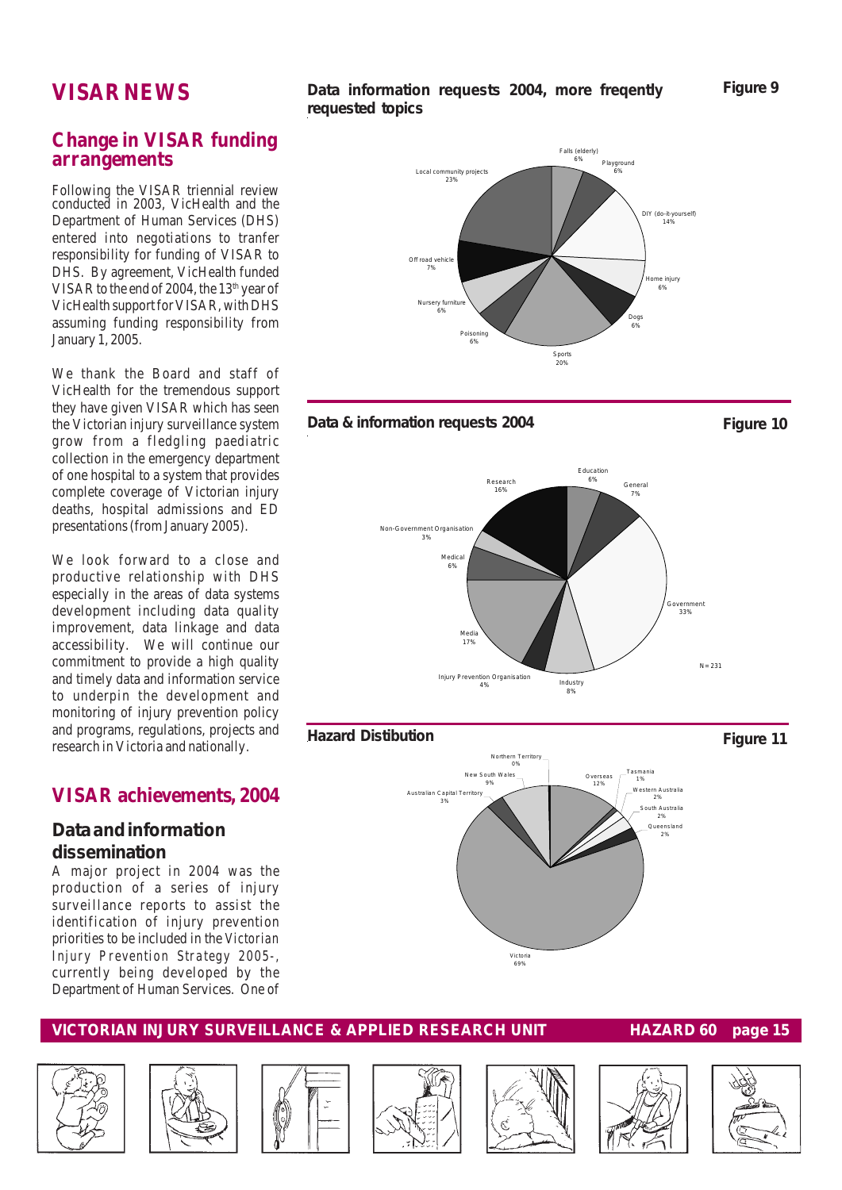# VISAR NEWS

## Change in VISAR funding arrangements

Following the VISAR triennial review conducted in 2003, VicHealth and the Department of Human Services (DHS) entered into negotiations to tranfer responsibility for funding of VISAR to DHS. By agreement, VicHealth funded VISAR to the end of 2004, the 13th year of VicHealth support for VISAR, with DHS assuming funding responsibility from January 1, 2005.

We thank the Board and staff of VicHealth for the tremendous support they have given VISAR which has seen the Victorian injury surveillance system grow from a fledgling paediatric collection in the emergency department of one hospital to a system that provides complete coverage of Victorian injury deaths, hospital admissions and ED presentations (from January 2005).

We look forward to a close and productive relationship with DHS especially in the areas of data systems development including data quality improvement, data linkage and data accessibility. We will continue our commitment to provide a high quality and timely data and information service to underpin the development and monitoring of injury prevention policy and programs, regulations, projects and research in Victoria and nationally.

## VISAR achievements, 2004

### Data and information dissemination

A major project in 2004 was the production of a series of injury surveillance reports to assist the identification of injury prevention priorities to be included in the *Victorian Injury Prevention Strategy 2005-*, currently being developed by the Department of Human Services. One of

**Data information requests 2004, more freqently requested topics** — **Figure 9**

| Topic | % |
|---|---|
| Falls (elderly) | 6% |
| Playground | 6% |
| DIY (do-it-yourself) | 14% |
| Home injury | 6% |
| Dogs | 6% |
| Sports | 20% |
| Poisoning | 6% |
| Nursery furniture | 6% |
| Off road vehicle | 7% |
| Local community projects | 23% |

**Data & information requests 2004** — **Figure 10**

| Requester | % |
|---|---|
| Education | 6% |
| General | 7% |
| Government | 33% |
| Industry | 8% |
| Injury Prevention Organisation | 4% |
| Media | 17% |
| Medical | 6% |
| Non-Government Organisation | 3% |
| Research | 16% |

N = 231

**Hazard Distibution** — **Figure 11**

| Location | % |
|---|---|
| Northern Territory | 0% |
| Overseas | 12% |
| Tasmania | 1% |
| Western Australia | 2% |
| South Australia | 2% |
| Queensland | 2% |
| Victoria | 69% |
| Australian Capital Territory | 3% |
| New South Wales | 9% |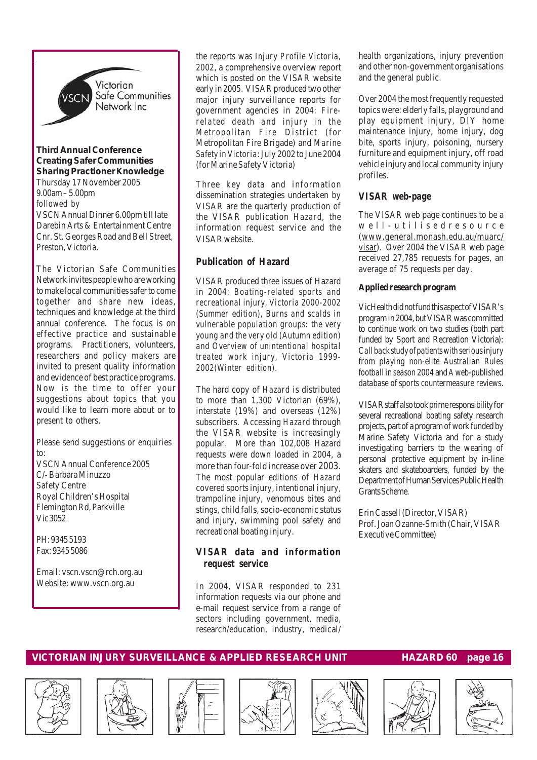Victorian Safe Communities Network Inc

**Third Annual Conference**
**Creating Safer Communities**
**Sharing Practioner Knowledge**

Thursday 17 November 2005
9.00am – 5.00pm
*followed by*
VSCN Annual Dinner 6.00pm till late
Darebin Arts & Entertainment Centre
Cnr. St. Georges Road and Bell Street, Preston, Victoria.

The Victorian Safe Communities Network invites people who are working to make local communities safer to come together and share new ideas, techniques and knowledge at the third annual conference. The focus is on effective practice and sustainable programs. Practitioners, volunteers, researchers and policy makers are invited to present quality information and evidence of best practice programs. Now is the time to offer your suggestions about topics that you would like to learn more about or to present to others.

Please send suggestions or enquiries to:
VSCN Annual Conference 2005
C/- Barbara Minuzzo
Safety Centre
Royal Children's Hospital
Flemington Rd, Parkville
Vic 3052

PH: 9345 5193
Fax: 9345 5086

Email: vscn.vscn@rch.org.au
Website: www.vscn.org.au

the reports was *Injury Profile Victoria, 2002*, a comprehensive overview report which is posted on the VISAR website early in 2005. VISAR produced two other major injury surveillance reports for government agencies in 2004: *Fire-related death and injury in the Metropolitan Fire District* (for Metropolitan Fire Brigade) and *Marine Safety in Victoria: July 2002 to June 2004* (for Marine Safety Victoria)

Three key data and information dissemination strategies undertaken by VISAR are the quarterly production of the VISAR publication *Hazard*, the information request service and the VISAR website.

### Publication of Hazard

VISAR produced three issues of Hazard in 2004: *Boating-related sports and recreational injury, Victoria 2000-2002 (Summer edition), Burns and scalds in vulnerable population groups: the very young and the very old (Autumn edition) and Overview of unintentional hospital treated work injury, Victoria 1999-2002(Winter edition).*

The hard copy of *Hazard* is distributed to more than 1,300 Victorian (69%), interstate (19%) and overseas (12%) subscribers. Accessing *Hazard* through the VISAR website is increasingly popular. More than 102,008 Hazard requests were down loaded in 2004, a more than four-fold increase over 2003. The most popular editions of *Hazard* covered sports injury, intentional injury, trampoline injury, venomous bites and stings, child falls, socio-economic status and injury, swimming pool safety and recreational boating injury.

### VISAR data and information request service

In 2004, VISAR responded to 231 information requests via our phone and e-mail request service from a range of sectors including government, media, research/education, industry, medical/health organizations, injury prevention and other non-government organisations and the general public.

Over 2004 the most frequently requested topics were: elderly falls, playground and play equipment injury, DIY home maintenance injury, home injury, dog bite, sports injury, poisoning, nursery furniture and equipment injury, off road vehicle injury and local community injury profiles.

### VISAR web-page

The VISAR web page continues to be a well-utilised resource (www.general.monash.edu.au/muarc/visar). Over 2004 the VISAR web page received 27,785 requests for pages, an average of 75 requests per day.

### Applied research program

VicHealth did not fund this aspect of VISAR's program in 2004, but VISAR was committed to continue work on two studies (both part funded by Sport and Recreation Victoria): *Call back study of patients with serious injury from playing non-elite Australian Rules football in season 2004* and *A web-published database of sports countermeasure reviews.*

VISAR staff also took prime responsibility for several recreational boating safety research projects, part of a program of work funded by Marine Safety Victoria and for a study investigating barriers to the wearing of personal protective equipment by in-line skaters and skateboarders, funded by the Department of Human Services Public Health Grants Scheme.

Erin Cassell (Director, VISAR)
Prof. Joan Ozanne-Smith (Chair, VISAR Executive Committee)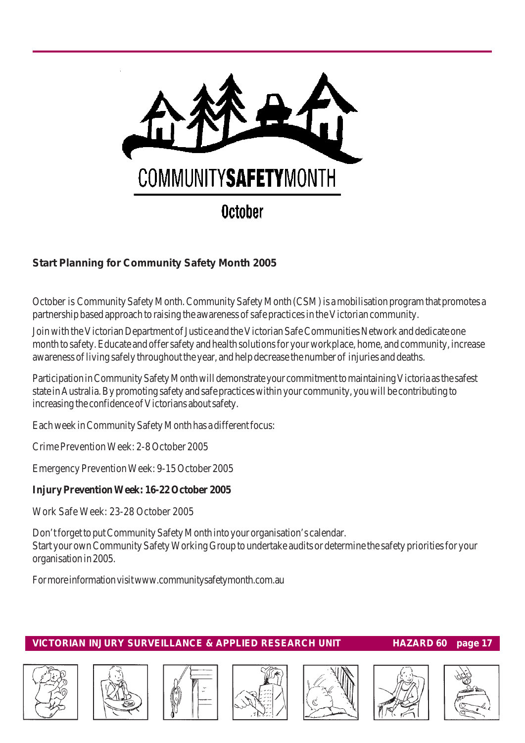COMMUNITY**SAFETY**MONTH

October

## Start Planning for Community Safety Month 2005

October is Community Safety Month. Community Safety Month (CSM) is a mobilisation program that promotes a partnership based approach to raising the awareness of safe practices in the Victorian community.

Join with the Victorian Department of Justice and the Victorian Safe Communities Network and dedicate one month to safety. Educate and offer safety and health solutions for your workplace, home, and community, increase awareness of living safely throughout the year, and help decrease the number of injuries and deaths.

Participation in Community Safety Month will demonstrate your commitment to maintaining Victoria as the safest state in Australia. By promoting safety and safe practices within your community, you will be contributing to increasing the confidence of Victorians about safety.

Each week in Community Safety Month has a different focus:

Crime Prevention Week: 2-8 October 2005

Emergency Prevention Week: 9-15 October 2005

**Injury Prevention Week: 16-22 October 2005**

Work Safe Week: 23-28 October 2005

Don't forget to put Community Safety Month into your organisation's calendar.
Start your own Community Safety Working Group to undertake audits or determine the safety priorities for your organisation in 2005.

For more information visit www.communitysafetymonth.com.au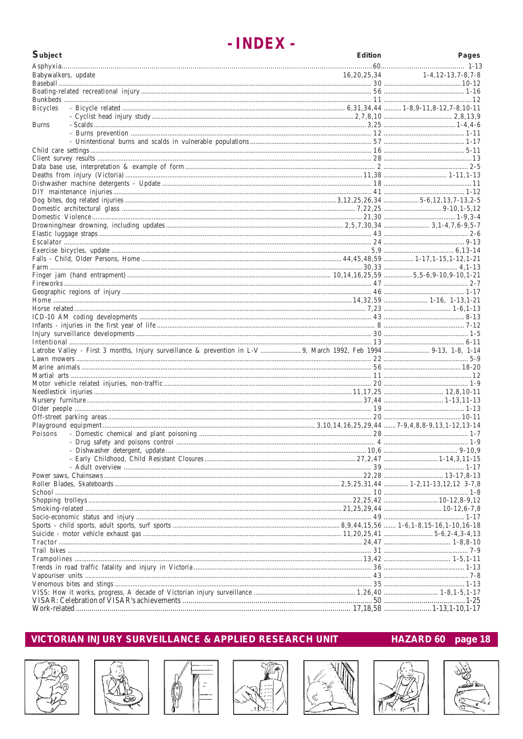# - INDEX -

| Subject | | Edition | Pages |
|---|---|---|---|
| Asphyxia | | 60 | 1-13 |
| Babywalkers, update | | 16,20,25,34 | 1-4,12-13,7-8,7-8 |
| Baseball | | 30 | 10-12 |
| Boating-related recreational injury | | 56 | 1-16 |
| Bunkbeds | | 11 | 12 |
| Bicycles | - Bicycle related | 6,31,34,44 | 1-8,9-11,8-12,7-8,10-11 |
| | - Cyclist head injury study | 2,7,8,10 | 2,8,13,9 |
| Burns | - Scalds | 3,25 | 1-4,4-6 |
| | - Burns prevention | 12 | 1-11 |
| | - Unintentional burns and scalds in vulnerable populations | 57 | 1-17 |
| Child care settings | | 16 | 5-11 |
| Client survey results | | 28 | 13 |
| Data base use, interpretation & example of form | | 2 | 2-5 |
| Deaths from injury (Victoria) | | 11,38 | 1-11,1-13 |
| Dishwasher machine detergents - Update | | 18 | 11 |
| DIY maintenance injuries | | 41 | 1-12 |
| Dog bites, dog related injuries | | 3,12,25,26,34 | 5-6,12,13,7-13,2-5 |
| Domestic architectural glass | | 7,22,25 | 9-10,1-5,12 |
| Domestic Violence | | 21,30 | 1-9,3-4 |
| Drowning/near drowning, including updates | | 2,5,7,30,34 | 3,1-4,7,6-9,5-7 |
| Elastic luggage straps | | 43 | 2-6 |
| Escalator | | 24 | 9-13 |
| Exercise bicycles, update | | 5,9 | 6,13-14 |
| Falls - Child, Older Persons, Home | | 44,45,48,59 | 1-17,1-15,1-12,1-21 |
| Farm | | 30,33 | 4,1-13 |
| Finger jam (hand entrapment) | | 10,14,16,25,59 | 5,5-6,9-10,9-10,1-21 |
| Fireworks | | 47 | 2-7 |
| Geographic regions of injury | | 46 | 1-17 |
| Home | | 14,32,59 | 1-16, 1-13,1-21 |
| Horse related | | 7,23 | 1-6,1-13 |
| ICD-10 AM coding developments | | 43 | 8-13 |
| Infants - injuries in the first year of life | | 8 | 7-12 |
| Injury surveillance developments | | 30 | 1-5 |
| Intentional | | 13 | 6-11 |
| Latrobe Valley - First 3 months, Injury surveillance & prevention in L-V | | 9, March 1992, Feb 1994 | 9-13, 1-8, 1-14 |
| Lawn mowers | | 22 | 5-9 |
| Marine animals | | 56 | 18-20 |
| Martial arts | | 11 | 12 |
| Motor vehicle related injuries, non-traffic | | 20 | 1-9 |
| Needlestick injuries | | 11,17,25 | 12,8,10-11 |
| Nursery furniture | | 37,44 | 1-13,11-13 |
| Older people | | 19 | 1-13 |
| Off-street parking areas | | 20 | 10-11 |
| Playground equipment | | 3,10,14,16,25,29,44 | 7-9,4,8,8-9,13,1-12,13-14 |
| Poisons | - Domestic chemical and plant poisoning | 28 | 1-7 |
| | - Drug safety and poisons control | 4 | 1-9 |
| | - Dishwasher detergent, update | 10,6 | 9-10,9 |
| | - Early Childhood, Child Resistant Closures | 27,2,47 | 1-14,3,11-15 |
| | - Adult overview | 39 | 1-17 |
| Power saws, Chainsaws | | 22,28 | 13-17,8-13 |
| Roller Blades, Skateboards | | 2,5,25,31,44 | 1-2,11-13,12,12 3-7,8 |
| School | | 10 | 1-8 |
| Shopping trolleys | | 22,25,42 | 10-12,8-9,12 |
| Smoking-related | | 21,25,29,44 | 10-12,6-7,8 |
| Socio-economic status and injury | | 49 | 1-17 |
| Sports - child sports, adult sports, surf sports | | 8,9,44,15,56 | 1-6,1-8,15-16,1-10,16-18 |
| Suicide - motor vehicle exhaust gas | | 11,20,25,41 | 5-6,2-4,3-4,13 |
| Tractor | | 24,47 | 1-8,8-10 |
| Trail bikes | | 31 | 7-9 |
| Trampolines | | 13,42 | 1-5,1-11 |
| Trends in road traffic fatality and injury in Victoria | | 36 | 1-13 |
| Vapouriser units | | 43 | 7-8 |
| Venomous bites and stings | | 35 | 1-13 |
| VISS: How it works, progress, A decade of Victorian injury surveillance | | 1,26,40 | 1-8,1-5,1-17 |
| VISAR: Celebration of VISAR's achievements | | 50 | 1-25 |
| Work-related | | 17,18,58 | 1-13,1-10,1-17 |

**VICTORIAN INJURY SURVEILLANCE & APPLIED RESEARCH UNIT** **HAZARD 60**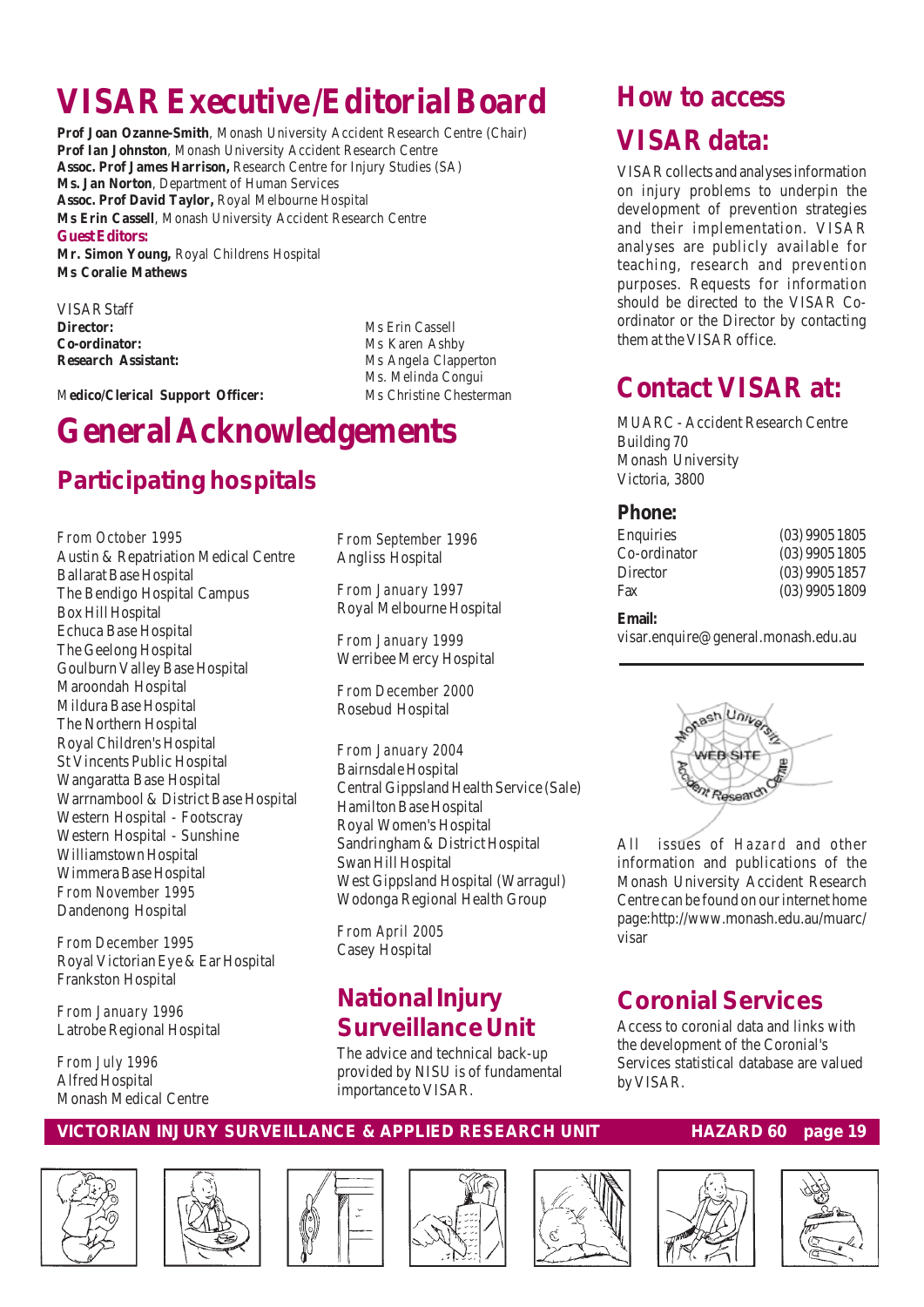# VISAR Executive/Editorial Board

**Prof Joan Ozanne-Smith**, Monash University Accident Research Centre (Chair)
**Prof Ian Johnston**, Monash University Accident Research Centre
**Assoc. Prof James Harrison,** Research Centre for Injury Studies (SA)
**Ms. Jan Norton**, Department of Human Services
**Assoc. Prof David Taylor,** Royal Melbourne Hospital
**Ms Erin Cassell**, Monash University Accident Research Centre

**Guest Editors:**
**Mr. Simon Young,** Royal Childrens Hospital
**Ms Coralie Mathews**

VISAR Staff

| | |
|---|---|
| **Director:** | Ms Erin Cassell |
| **Co-ordinator:** | Ms Karen Ashby |
| **Research Assistant:** | Ms Angela Clapperton |
| | Ms. Melinda Congui |
| **Medico/Clerical Support Officer:** | Ms Christine Chesterman |

# General Acknowledgements

## Participating hospitals

From October 1995
Austin & Repatriation Medical Centre
Ballarat Base Hospital
The Bendigo Hospital Campus
Box Hill Hospital
Echuca Base Hospital
The Geelong Hospital
Goulburn Valley Base Hospital
Maroondah Hospital
Mildura Base Hospital
The Northern Hospital
Royal Children's Hospital
St Vincents Public Hospital
Wangaratta Base Hospital
Warrnambool & District Base Hospital
Western Hospital - Footscray
Western Hospital - Sunshine
Williamstown Hospital
Wimmera Base Hospital

From November 1995
Dandenong Hospital

From December 1995
Royal Victorian Eye & Ear Hospital
Frankston Hospital

From January 1996
Latrobe Regional Hospital

From July 1996
Alfred Hospital
Monash Medical Centre

From September 1996
Angliss Hospital

From January 1997
Royal Melbourne Hospital

From January 1999
Werribee Mercy Hospital

From December 2000
Rosebud Hospital

From January 2004
Bairnsdale Hospital
Central Gippsland Health Service (Sale)
Hamilton Base Hospital
Royal Women's Hospital
Sandringham & District Hospital
Swan Hill Hospital
West Gippsland Hospital (Warragul)
Wodonga Regional Health Group

From April 2005
Casey Hospital

## National Injury Surveillance Unit

The advice and technical back-up provided by NISU is of fundamental importance to VISAR.

## How to access VISAR data:

VISAR collects and analyses information on injury problems to underpin the development of prevention strategies and their implementation. VISAR analyses are publicly available for teaching, research and prevention purposes. Requests for information should be directed to the VISAR Co-ordinator or the Director by contacting them at the VISAR office.

## Contact VISAR at:

MUARC - Accident Research Centre
Building 70
Monash University
Victoria, 3800

### Phone:

| | |
|---|---|
| Enquiries | (03) 9905 1805 |
| Co-ordinator | (03) 9905 1805 |
| Director | (03) 9905 1857 |
| Fax | (03) 9905 1809 |

**Email:**
visar.enquire@general.monash.edu.au

All issues of *Hazard* and other information and publications of the Monash University Accident Research Centre can be found on our internet home page: http://www.monash.edu.au/muarc/visar

## Coronial Services

Access to coronial data and links with the development of the Coronial's Services statistical database are valued by VISAR.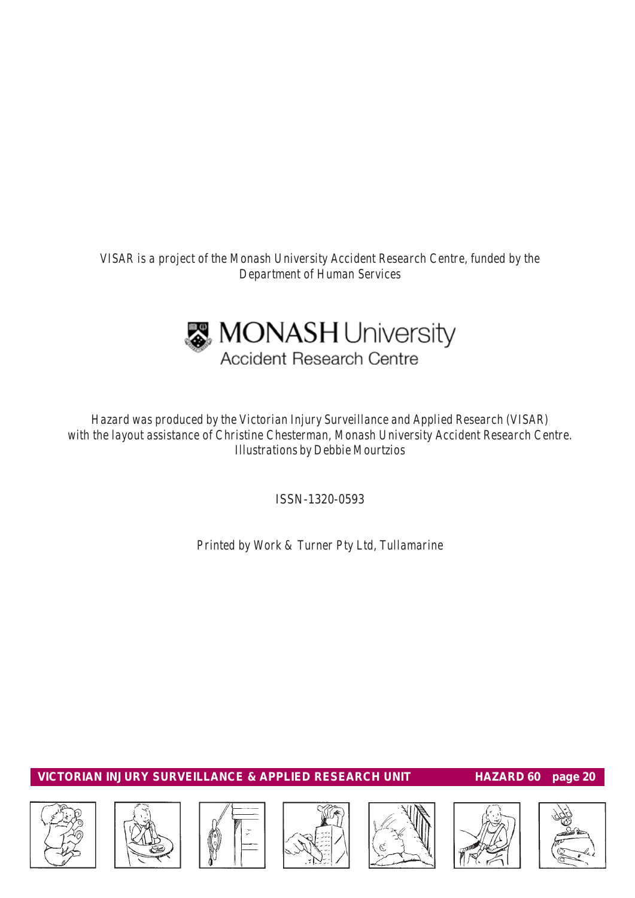*VISAR is a project of the Monash University Accident Research Centre, funded by the Department of Human Services*

MONASH University
Accident Research Centre

*Hazard was produced by the Victorian Injury Surveillance and Applied Research (VISAR) with the layout assistance of Christine Chesterman, Monash University Accident Research Centre. Illustrations by Debbie Mourtzios*

ISSN-1320-0593

*Printed by Work & Turner Pty Ltd, Tullamarine*